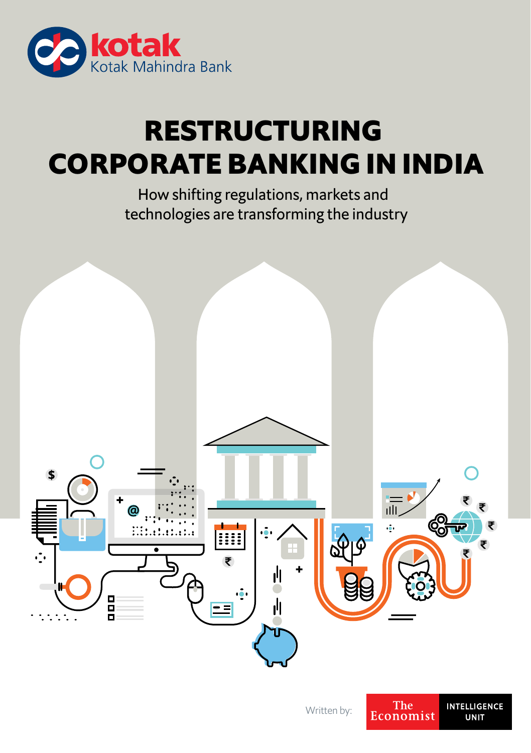kotak
Kotak Mahindra Bank

# RESTRUCTURING CORPORATE BANKING IN INDIA

How shifting regulations, markets and technologies are transforming the industry

Written by: The Economist INTELLIGENCE UNIT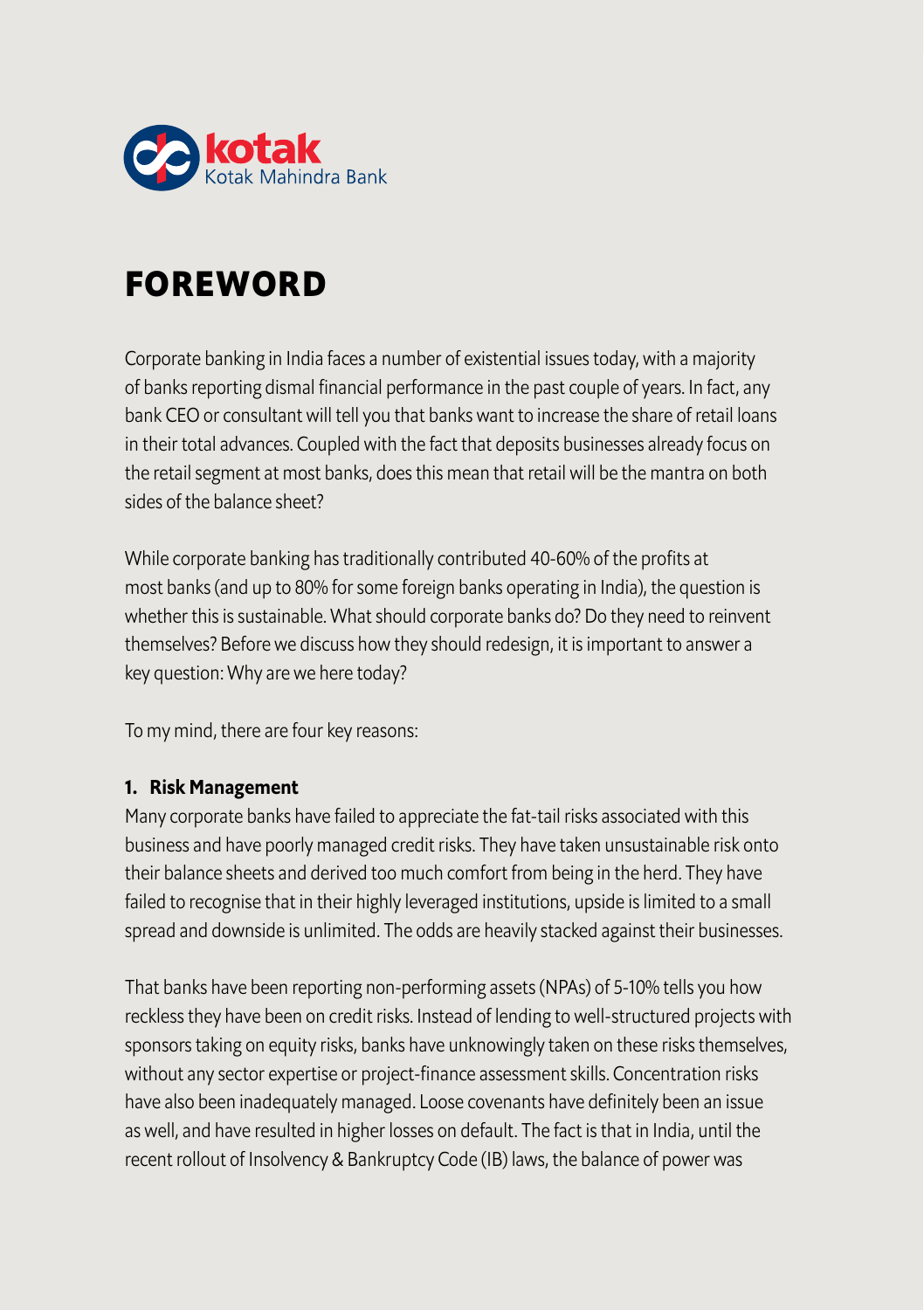# FOREWORD

Corporate banking in India faces a number of existential issues today, with a majority of banks reporting dismal financial performance in the past couple of years. In fact, any bank CEO or consultant will tell you that banks want to increase the share of retail loans in their total advances. Coupled with the fact that deposits businesses already focus on the retail segment at most banks, does this mean that retail will be the mantra on both sides of the balance sheet?

While corporate banking has traditionally contributed 40-60% of the profits at most banks (and up to 80% for some foreign banks operating in India), the question is whether this is sustainable. What should corporate banks do? Do they need to reinvent themselves? Before we discuss how they should redesign, it is important to answer a key question: Why are we here today?

To my mind, there are four key reasons:

**1. Risk Management**

Many corporate banks have failed to appreciate the fat-tail risks associated with this business and have poorly managed credit risks. They have taken unsustainable risk onto their balance sheets and derived too much comfort from being in the herd. They have failed to recognise that in their highly leveraged institutions, upside is limited to a small spread and downside is unlimited. The odds are heavily stacked against their businesses.

That banks have been reporting non-performing assets (NPAs) of 5-10% tells you how reckless they have been on credit risks. Instead of lending to well-structured projects with sponsors taking on equity risks, banks have unknowingly taken on these risks themselves, without any sector expertise or project-finance assessment skills. Concentration risks have also been inadequately managed. Loose covenants have definitely been an issue as well, and have resulted in higher losses on default. The fact is that in India, until the recent rollout of Insolvency & Bankruptcy Code (IB) laws, the balance of power was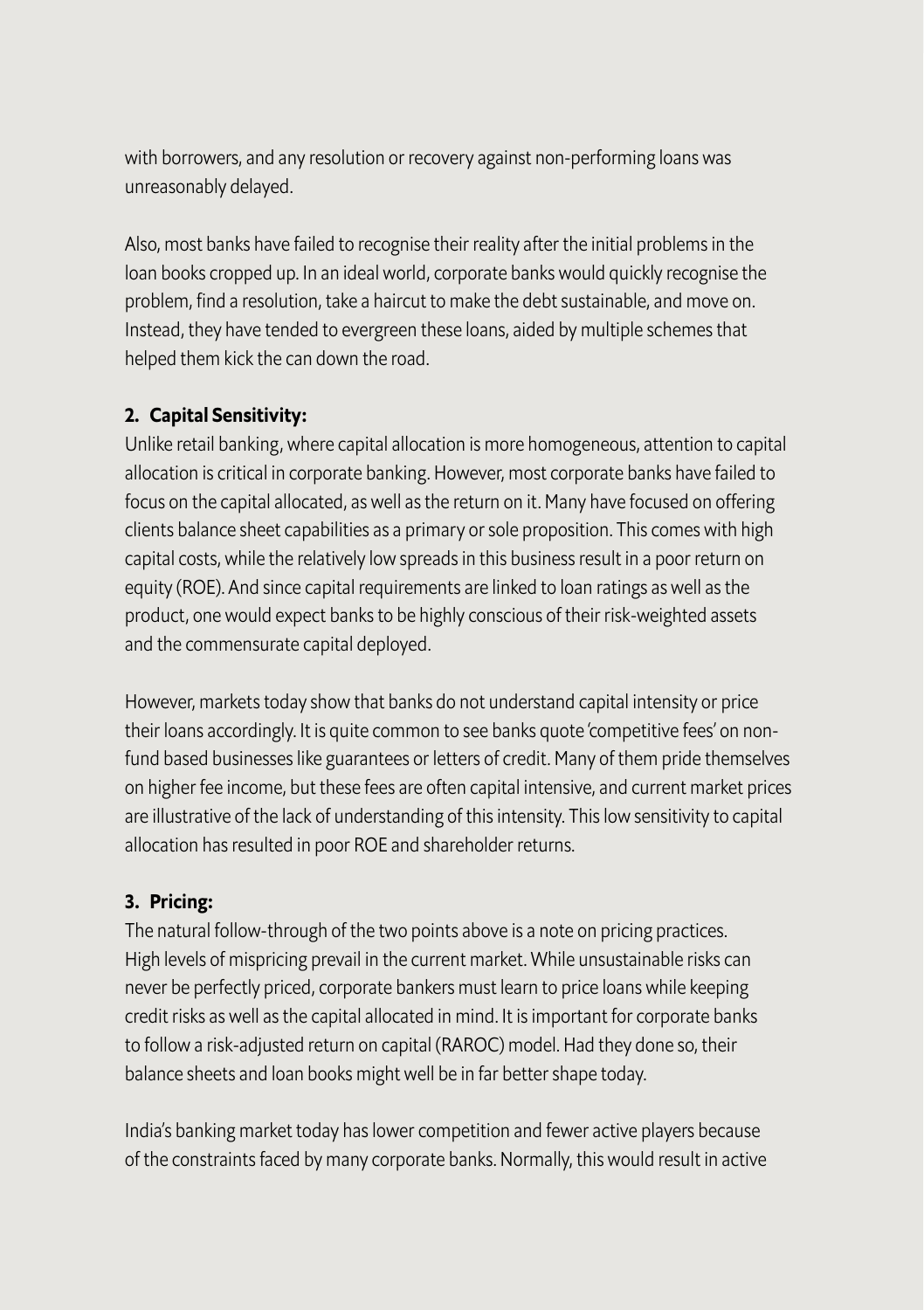with borrowers, and any resolution or recovery against non-performing loans was unreasonably delayed.

Also, most banks have failed to recognise their reality after the initial problems in the loan books cropped up. In an ideal world, corporate banks would quickly recognise the problem, find a resolution, take a haircut to make the debt sustainable, and move on. Instead, they have tended to evergreen these loans, aided by multiple schemes that helped them kick the can down the road.

**2. Capital Sensitivity:**

Unlike retail banking, where capital allocation is more homogeneous, attention to capital allocation is critical in corporate banking. However, most corporate banks have failed to focus on the capital allocated, as well as the return on it. Many have focused on offering clients balance sheet capabilities as a primary or sole proposition. This comes with high capital costs, while the relatively low spreads in this business result in a poor return on equity (ROE). And since capital requirements are linked to loan ratings as well as the product, one would expect banks to be highly conscious of their risk-weighted assets and the commensurate capital deployed.

However, markets today show that banks do not understand capital intensity or price their loans accordingly. It is quite common to see banks quote 'competitive fees' on non-fund based businesses like guarantees or letters of credit. Many of them pride themselves on higher fee income, but these fees are often capital intensive, and current market prices are illustrative of the lack of understanding of this intensity. This low sensitivity to capital allocation has resulted in poor ROE and shareholder returns.

**3. Pricing:**

The natural follow-through of the two points above is a note on pricing practices. High levels of mispricing prevail in the current market. While unsustainable risks can never be perfectly priced, corporate bankers must learn to price loans while keeping credit risks as well as the capital allocated in mind. It is important for corporate banks to follow a risk-adjusted return on capital (RAROC) model. Had they done so, their balance sheets and loan books might well be in far better shape today.

India's banking market today has lower competition and fewer active players because of the constraints faced by many corporate banks. Normally, this would result in active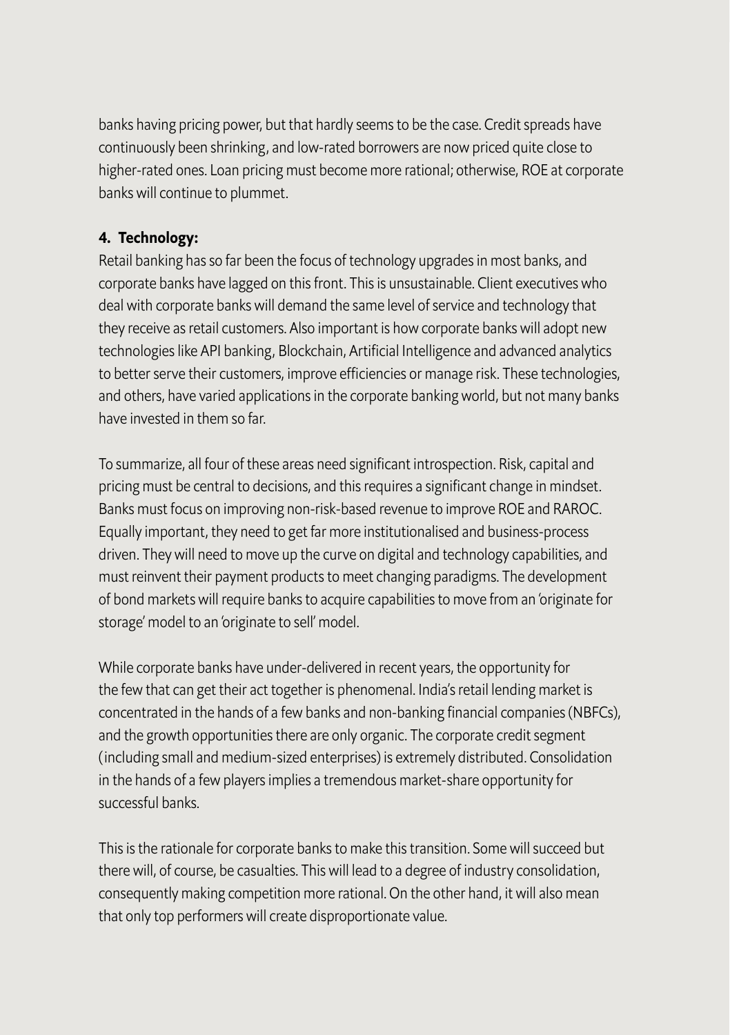banks having pricing power, but that hardly seems to be the case. Credit spreads have continuously been shrinking, and low-rated borrowers are now priced quite close to higher-rated ones. Loan pricing must become more rational; otherwise, ROE at corporate banks will continue to plummet.

**4. Technology:**

Retail banking has so far been the focus of technology upgrades in most banks, and corporate banks have lagged on this front. This is unsustainable. Client executives who deal with corporate banks will demand the same level of service and technology that they receive as retail customers. Also important is how corporate banks will adopt new technologies like API banking, Blockchain, Artificial Intelligence and advanced analytics to better serve their customers, improve efficiencies or manage risk. These technologies, and others, have varied applications in the corporate banking world, but not many banks have invested in them so far.

To summarize, all four of these areas need significant introspection. Risk, capital and pricing must be central to decisions, and this requires a significant change in mindset. Banks must focus on improving non-risk-based revenue to improve ROE and RAROC. Equally important, they need to get far more institutionalised and business-process driven. They will need to move up the curve on digital and technology capabilities, and must reinvent their payment products to meet changing paradigms. The development of bond markets will require banks to acquire capabilities to move from an 'originate for storage' model to an 'originate to sell' model.

While corporate banks have under-delivered in recent years, the opportunity for the few that can get their act together is phenomenal. India's retail lending market is concentrated in the hands of a few banks and non-banking financial companies (NBFCs), and the growth opportunities there are only organic. The corporate credit segment (including small and medium-sized enterprises) is extremely distributed. Consolidation in the hands of a few players implies a tremendous market-share opportunity for successful banks.

This is the rationale for corporate banks to make this transition. Some will succeed but there will, of course, be casualties. This will lead to a degree of industry consolidation, consequently making competition more rational. On the other hand, it will also mean that only top performers will create disproportionate value.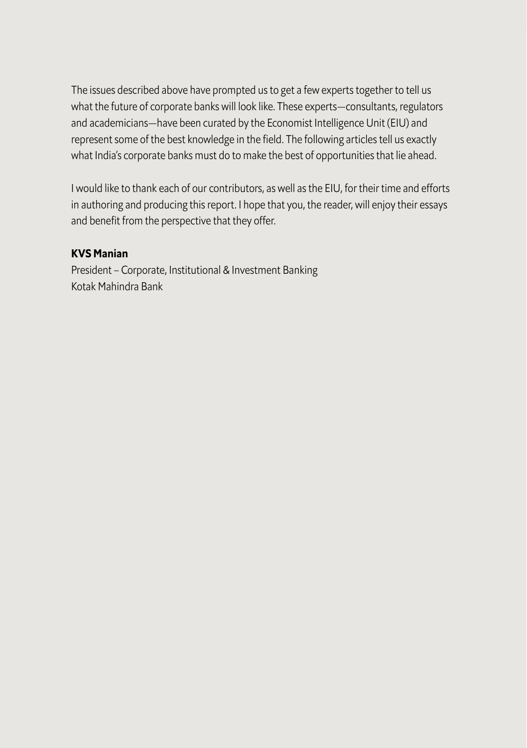The issues described above have prompted us to get a few experts together to tell us what the future of corporate banks will look like. These experts—consultants, regulators and academicians—have been curated by the Economist Intelligence Unit (EIU) and represent some of the best knowledge in the field. The following articles tell us exactly what India's corporate banks must do to make the best of opportunities that lie ahead.

I would like to thank each of our contributors, as well as the EIU, for their time and efforts in authoring and producing this report. I hope that you, the reader, will enjoy their essays and benefit from the perspective that they offer.

**KVS Manian**
President – Corporate, Institutional & Investment Banking
Kotak Mahindra Bank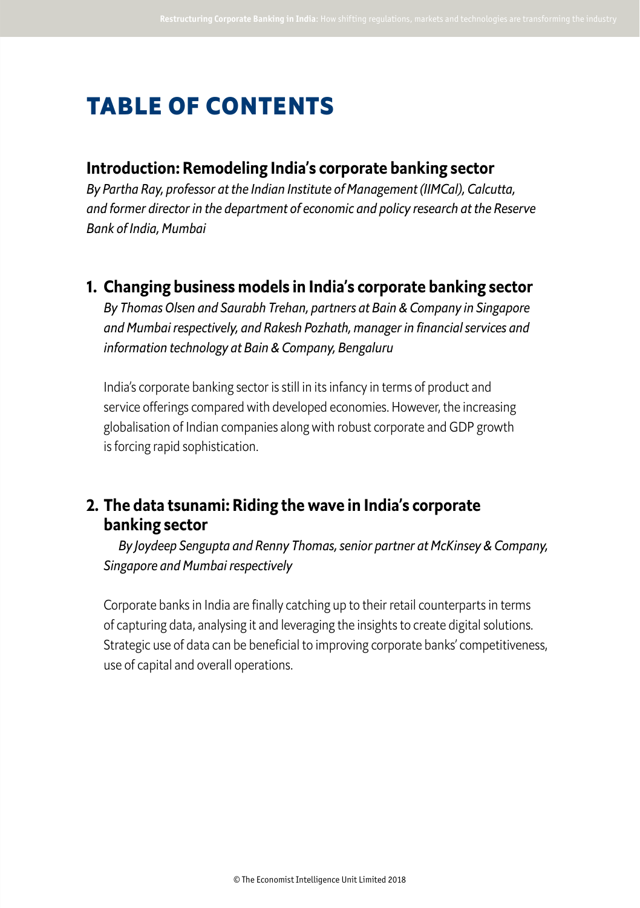# TABLE OF CONTENTS

## Introduction: Remodeling India's corporate banking sector

*By Partha Ray, professor at the Indian Institute of Management (IIMCal), Calcutta, and former director in the department of economic and policy research at the Reserve Bank of India, Mumbai*

## 1. Changing business models in India's corporate banking sector

*By Thomas Olsen and Saurabh Trehan, partners at Bain & Company in Singapore and Mumbai respectively, and Rakesh Pozhath, manager in financial services and information technology at Bain & Company, Bengaluru*

India's corporate banking sector is still in its infancy in terms of product and service offerings compared with developed economies. However, the increasing globalisation of Indian companies along with robust corporate and GDP growth is forcing rapid sophistication.

## 2. The data tsunami: Riding the wave in India's corporate banking sector

*By Joydeep Sengupta and Renny Thomas, senior partner at McKinsey & Company, Singapore and Mumbai respectively*

Corporate banks in India are finally catching up to their retail counterparts in terms of capturing data, analysing it and leveraging the insights to create digital solutions. Strategic use of data can be beneficial to improving corporate banks' competitiveness, use of capital and overall operations.

© The Economist Intelligence Unit Limited 2018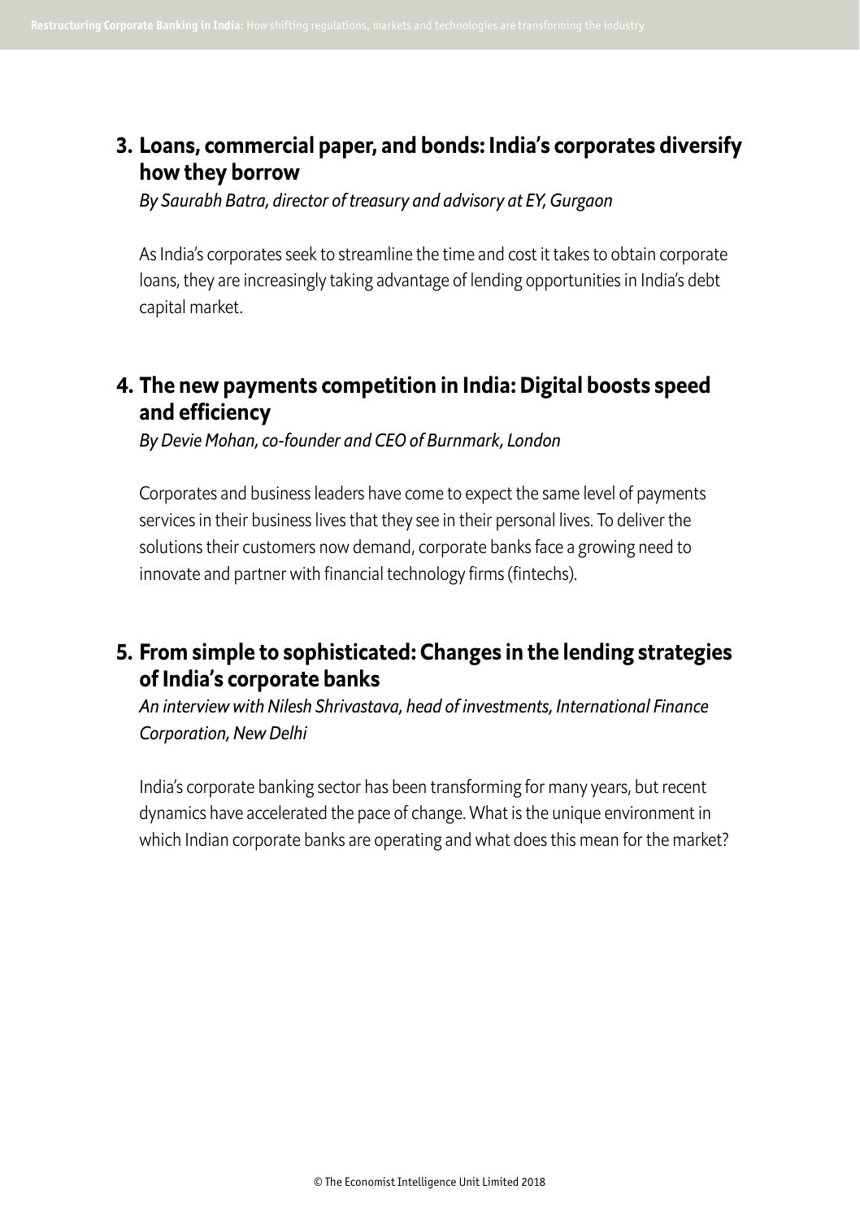## 3. Loans, commercial paper, and bonds: India's corporates diversify how they borrow

*By Saurabh Batra, director of treasury and advisory at EY, Gurgaon*

As India's corporates seek to streamline the time and cost it takes to obtain corporate loans, they are increasingly taking advantage of lending opportunities in India's debt capital market.

## 4. The new payments competition in India: Digital boosts speed and efficiency

*By Devie Mohan, co-founder and CEO of Burnmark, London*

Corporates and business leaders have come to expect the same level of payments services in their business lives that they see in their personal lives. To deliver the solutions their customers now demand, corporate banks face a growing need to innovate and partner with financial technology firms (fintechs).

## 5. From simple to sophisticated: Changes in the lending strategies of India's corporate banks

*An interview with Nilesh Shrivastava, head of investments, International Finance Corporation, New Delhi*

India's corporate banking sector has been transforming for many years, but recent dynamics have accelerated the pace of change. What is the unique environment in which Indian corporate banks are operating and what does this mean for the market?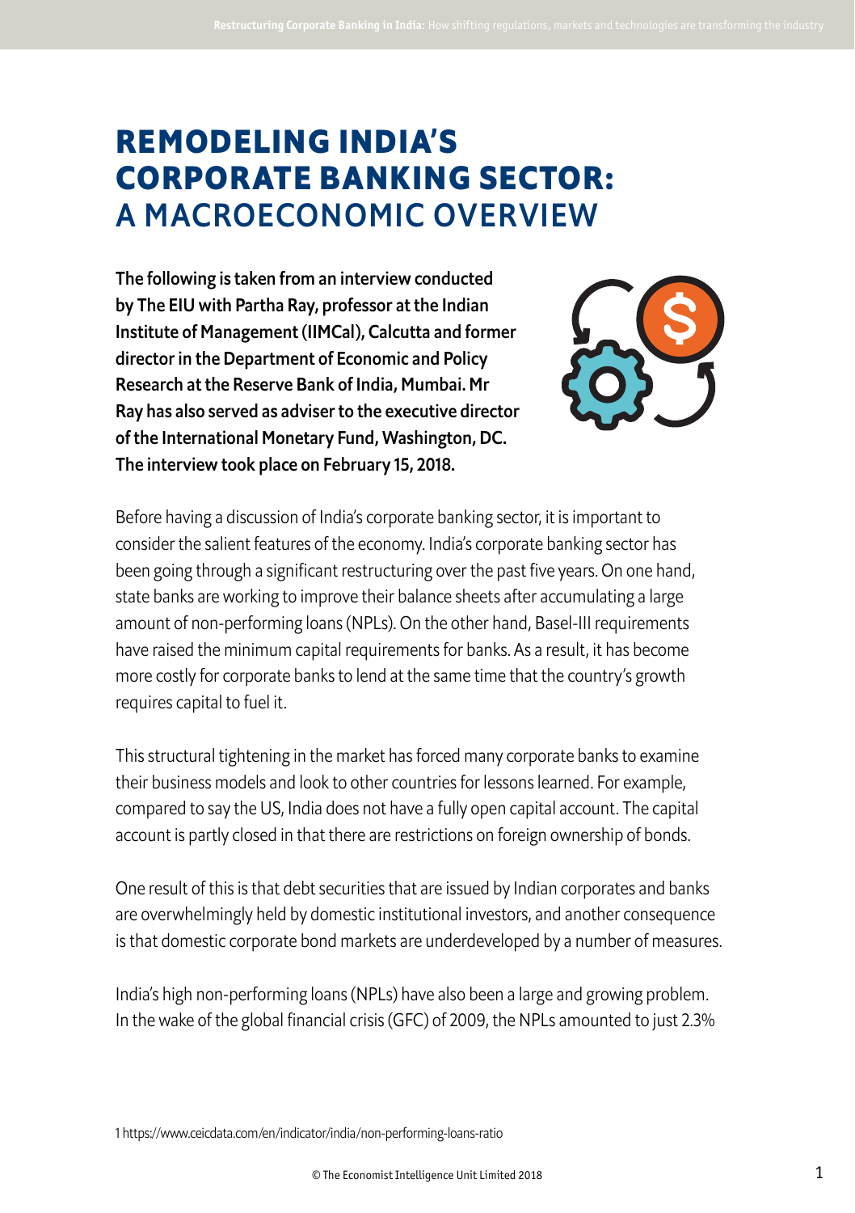# REMODELING INDIA'S CORPORATE BANKING SECTOR: A MACROECONOMIC OVERVIEW

**The following is taken from an interview conducted by The EIU with Partha Ray, professor at the Indian Institute of Management (IIMCal), Calcutta and former director in the Department of Economic and Policy Research at the Reserve Bank of India, Mumbai. Mr Ray has also served as adviser to the executive director of the International Monetary Fund, Washington, DC. The interview took place on February 15, 2018.**

Before having a discussion of India's corporate banking sector, it is important to consider the salient features of the economy. India's corporate banking sector has been going through a significant restructuring over the past five years. On one hand, state banks are working to improve their balance sheets after accumulating a large amount of non-performing loans (NPLs). On the other hand, Basel-III requirements have raised the minimum capital requirements for banks. As a result, it has become more costly for corporate banks to lend at the same time that the country's growth requires capital to fuel it.

This structural tightening in the market has forced many corporate banks to examine their business models and look to other countries for lessons learned. For example, compared to say the US, India does not have a fully open capital account. The capital account is partly closed in that there are restrictions on foreign ownership of bonds.

One result of this is that debt securities that are issued by Indian corporates and banks are overwhelmingly held by domestic institutional investors, and another consequence is that domestic corporate bond markets are underdeveloped by a number of measures.

India's high non-performing loans (NPLs) have also been a large and growing problem. In the wake of the global financial crisis (GFC) of 2009, the NPLs amounted to just 2.3%

1 https://www.ceicdata.com/en/indicator/india/non-performing-loans-ratio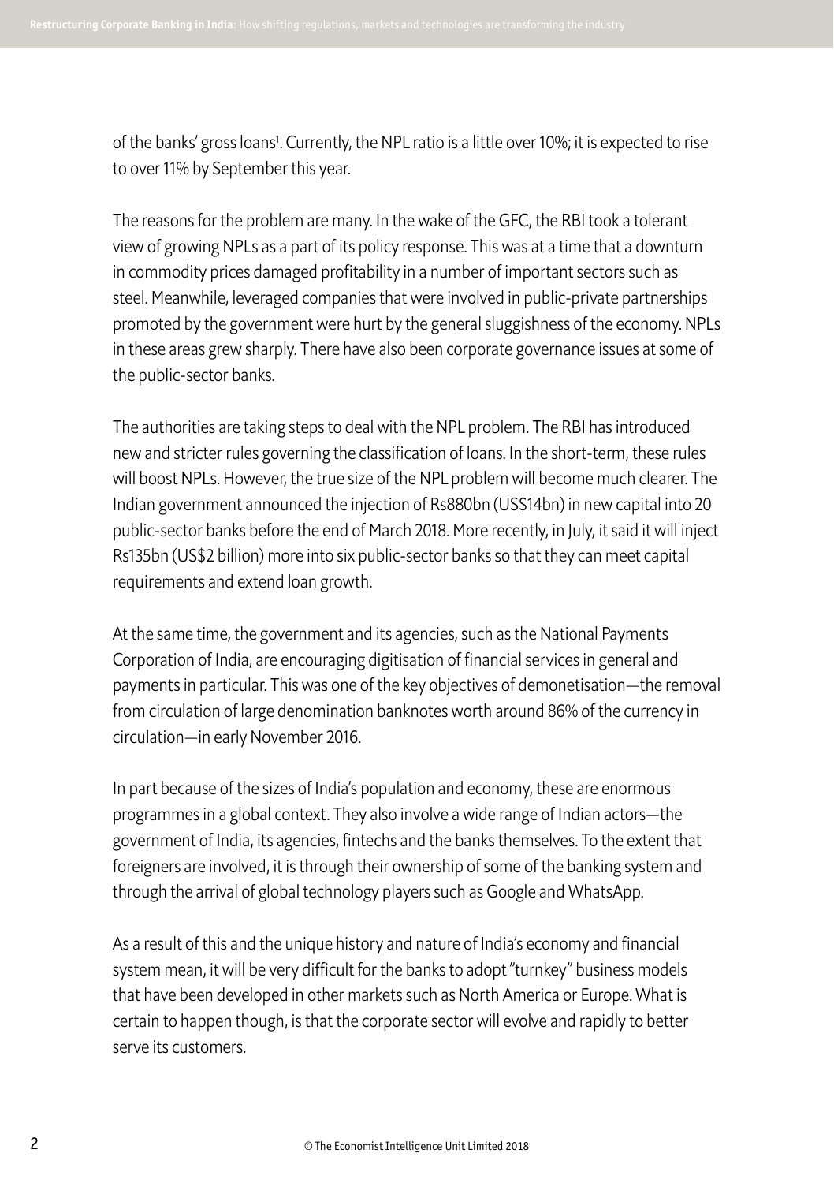of the banks' gross loans[1]. Currently, the NPL ratio is a little over 10%; it is expected to rise to over 11% by September this year.

The reasons for the problem are many. In the wake of the GFC, the RBI took a tolerant view of growing NPLs as a part of its policy response. This was at a time that a downturn in commodity prices damaged profitability in a number of important sectors such as steel. Meanwhile, leveraged companies that were involved in public-private partnerships promoted by the government were hurt by the general sluggishness of the economy. NPLs in these areas grew sharply. There have also been corporate governance issues at some of the public-sector banks.

The authorities are taking steps to deal with the NPL problem. The RBI has introduced new and stricter rules governing the classification of loans. In the short-term, these rules will boost NPLs. However, the true size of the NPL problem will become much clearer. The Indian government announced the injection of Rs880bn (US$14bn) in new capital into 20 public-sector banks before the end of March 2018. More recently, in July, it said it will inject Rs135bn (US$2 billion) more into six public-sector banks so that they can meet capital requirements and extend loan growth.

At the same time, the government and its agencies, such as the National Payments Corporation of India, are encouraging digitisation of financial services in general and payments in particular. This was one of the key objectives of demonetisation—the removal from circulation of large denomination banknotes worth around 86% of the currency in circulation—in early November 2016.

In part because of the sizes of India's population and economy, these are enormous programmes in a global context. They also involve a wide range of Indian actors—the government of India, its agencies, fintechs and the banks themselves. To the extent that foreigners are involved, it is through their ownership of some of the banking system and through the arrival of global technology players such as Google and WhatsApp.

As a result of this and the unique history and nature of India's economy and financial system mean, it will be very difficult for the banks to adopt "turnkey" business models that have been developed in other markets such as North America or Europe. What is certain to happen though, is that the corporate sector will evolve and rapidly to better serve its customers.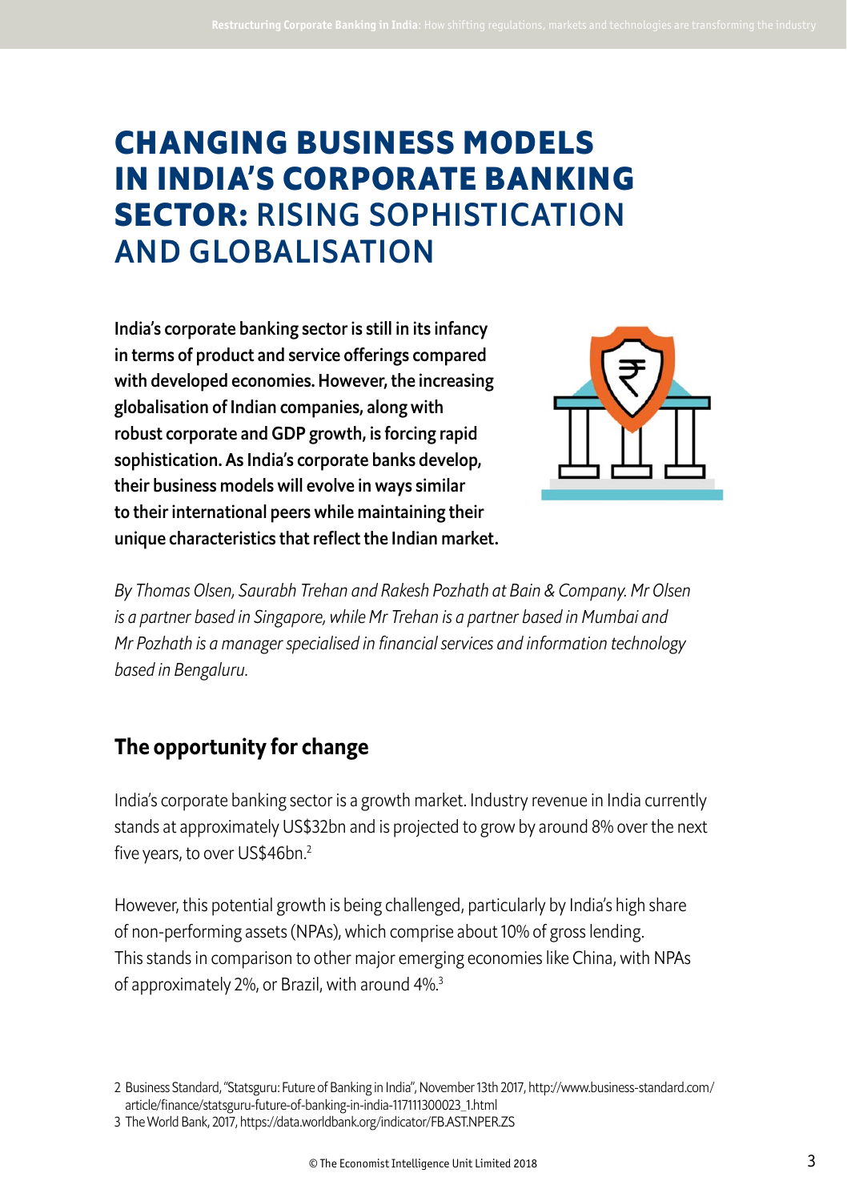# CHANGING BUSINESS MODELS IN INDIA'S CORPORATE BANKING SECTOR: RISING SOPHISTICATION AND GLOBALISATION

**India's corporate banking sector is still in its infancy in terms of product and service offerings compared with developed economies. However, the increasing globalisation of Indian companies, along with robust corporate and GDP growth, is forcing rapid sophistication. As India's corporate banks develop, their business models will evolve in ways similar to their international peers while maintaining their unique characteristics that reflect the Indian market.**

*By Thomas Olsen, Saurabh Trehan and Rakesh Pozhath at Bain & Company. Mr Olsen is a partner based in Singapore, while Mr Trehan is a partner based in Mumbai and Mr Pozhath is a manager specialised in financial services and information technology based in Bengaluru.*

## The opportunity for change

India's corporate banking sector is a growth market. Industry revenue in India currently stands at approximately US$32bn and is projected to grow by around 8% over the next five years, to over US$46bn.[2]

However, this potential growth is being challenged, particularly by India's high share of non-performing assets (NPAs), which comprise about 10% of gross lending. This stands in comparison to other major emerging economies like China, with NPAs of approximately 2%, or Brazil, with around 4%.[3]

2 Business Standard, "Statsguru: Future of Banking in India", November 13th 2017, http://www.business-standard.com/article/finance/statsguru-future-of-banking-in-india-117111300023_1.html

3 The World Bank, 2017, https://data.worldbank.org/indicator/FB.AST.NPER.ZS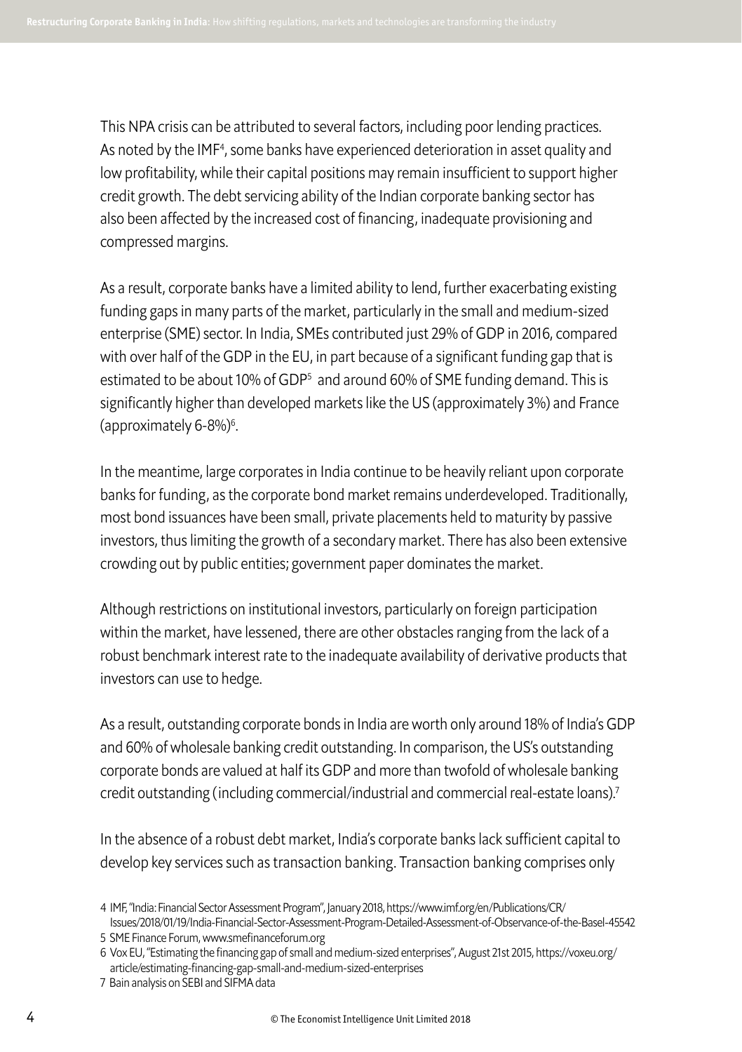This NPA crisis can be attributed to several factors, including poor lending practices. As noted by the IMF[4], some banks have experienced deterioration in asset quality and low profitability, while their capital positions may remain insufficient to support higher credit growth. The debt servicing ability of the Indian corporate banking sector has also been affected by the increased cost of financing, inadequate provisioning and compressed margins.

As a result, corporate banks have a limited ability to lend, further exacerbating existing funding gaps in many parts of the market, particularly in the small and medium-sized enterprise (SME) sector. In India, SMEs contributed just 29% of GDP in 2016, compared with over half of the GDP in the EU, in part because of a significant funding gap that is estimated to be about 10% of GDP[5] and around 60% of SME funding demand. This is significantly higher than developed markets like the US (approximately 3%) and France (approximately 6-8%)[6].

In the meantime, large corporates in India continue to be heavily reliant upon corporate banks for funding, as the corporate bond market remains underdeveloped. Traditionally, most bond issuances have been small, private placements held to maturity by passive investors, thus limiting the growth of a secondary market. There has also been extensive crowding out by public entities; government paper dominates the market.

Although restrictions on institutional investors, particularly on foreign participation within the market, have lessened, there are other obstacles ranging from the lack of a robust benchmark interest rate to the inadequate availability of derivative products that investors can use to hedge.

As a result, outstanding corporate bonds in India are worth only around 18% of India's GDP and 60% of wholesale banking credit outstanding. In comparison, the US's outstanding corporate bonds are valued at half its GDP and more than twofold of wholesale banking credit outstanding (including commercial/industrial and commercial real-estate loans).[7]

In the absence of a robust debt market, India's corporate banks lack sufficient capital to develop key services such as transaction banking. Transaction banking comprises only

4 IMF, "India: Financial Sector Assessment Program", January 2018, https://www.imf.org/en/Publications/CR/Issues/2018/01/19/India-Financial-Sector-Assessment-Program-Detailed-Assessment-of-Observance-of-the-Basel-45542

5 SME Finance Forum, www.smefinanceforum.org

6 Vox EU, "Estimating the financing gap of small and medium-sized enterprises", August 21st 2015, https://voxeu.org/article/estimating-financing-gap-small-and-medium-sized-enterprises

7 Bain analysis on SEBI and SIFMA data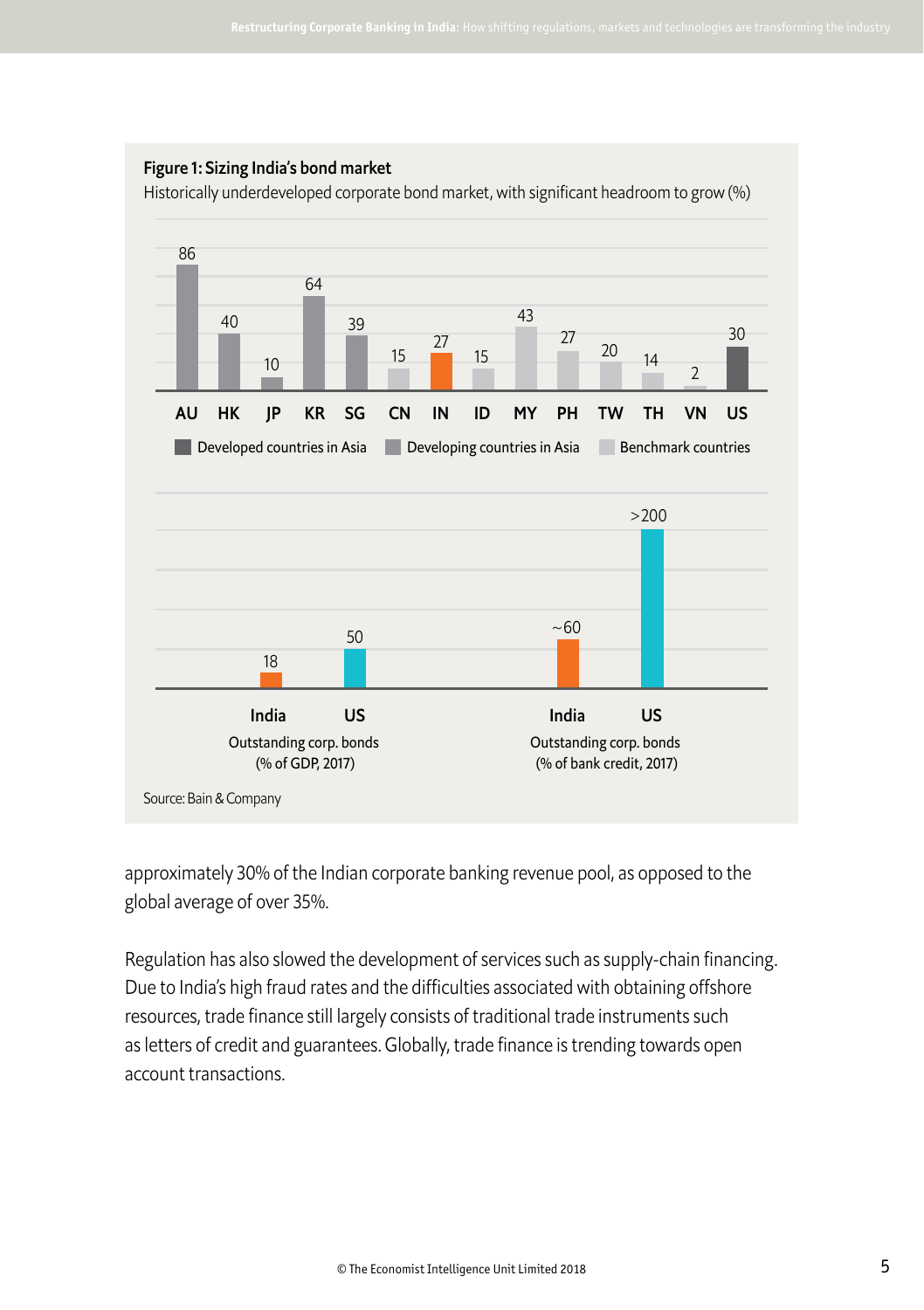**Figure 1: Sizing India's bond market**

Historically underdeveloped corporate bond market, with significant headroom to grow (%)

| AU | HK | JP | KR | SG | CN | IN | ID | MY | PH | TW | TH | VN | US |
|---|---|---|---|---|---|---|---|---|---|---|---|---|---|
| 86 | 40 | 10 | 64 | 39 | 15 | 27 | 15 | 43 | 27 | 20 | 14 | 2 | 30 |

Developed countries in Asia | Developing countries in Asia | Benchmark countries

| | India | US |
|---|---|---|
| Outstanding corp. bonds (% of GDP, 2017) | 18 | 50 |
| Outstanding corp. bonds (% of bank credit, 2017) | ~60 | >200 |

Source: Bain & Company

approximately 30% of the Indian corporate banking revenue pool, as opposed to the global average of over 35%.

Regulation has also slowed the development of services such as supply-chain financing. Due to India's high fraud rates and the difficulties associated with obtaining offshore resources, trade finance still largely consists of traditional trade instruments such as letters of credit and guarantees. Globally, trade finance is trending towards open account transactions.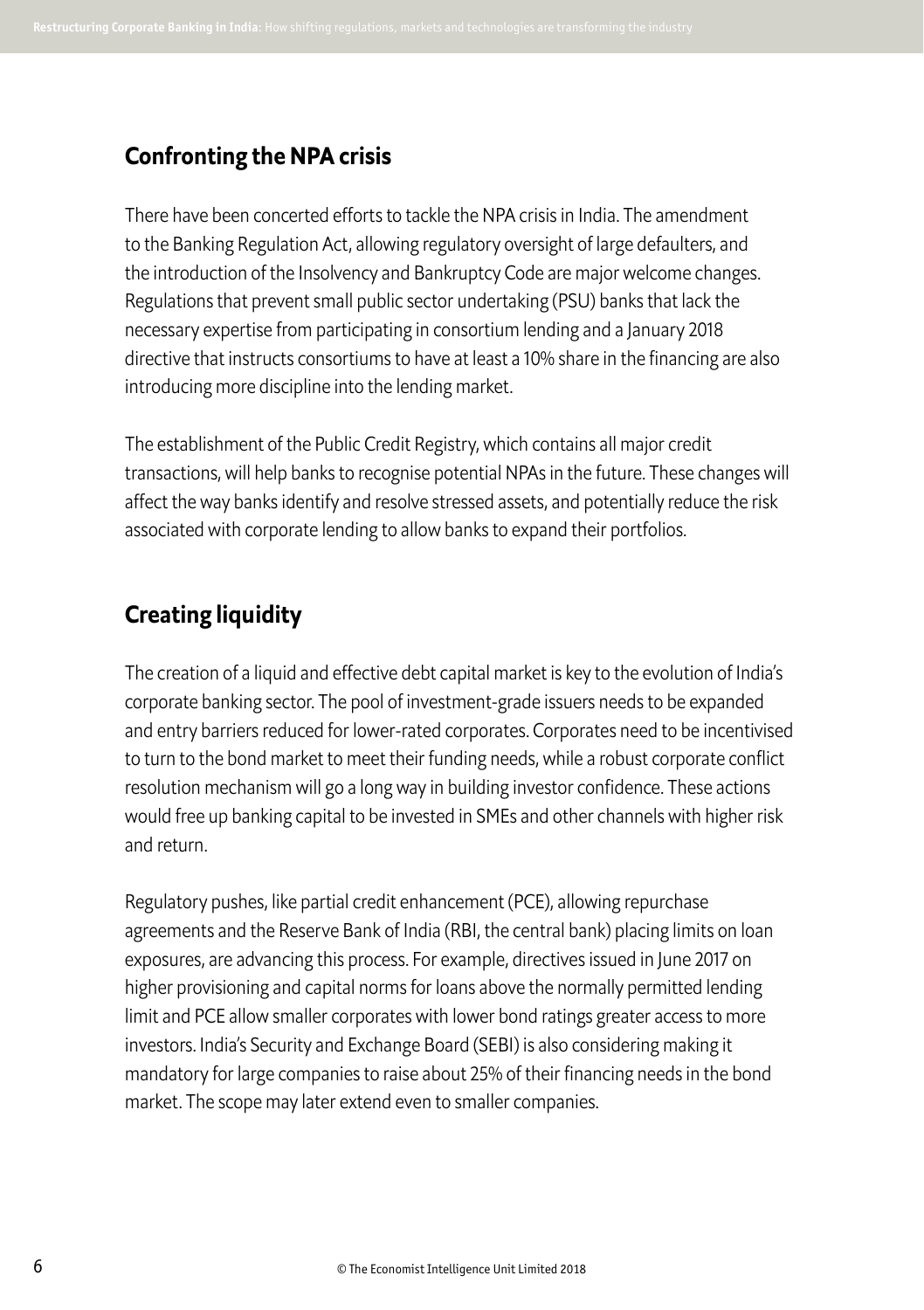## Confronting the NPA crisis

There have been concerted efforts to tackle the NPA crisis in India. The amendment to the Banking Regulation Act, allowing regulatory oversight of large defaulters, and the introduction of the Insolvency and Bankruptcy Code are major welcome changes. Regulations that prevent small public sector undertaking (PSU) banks that lack the necessary expertise from participating in consortium lending and a January 2018 directive that instructs consortiums to have at least a 10% share in the financing are also introducing more discipline into the lending market.

The establishment of the Public Credit Registry, which contains all major credit transactions, will help banks to recognise potential NPAs in the future. These changes will affect the way banks identify and resolve stressed assets, and potentially reduce the risk associated with corporate lending to allow banks to expand their portfolios.

## Creating liquidity

The creation of a liquid and effective debt capital market is key to the evolution of India's corporate banking sector. The pool of investment-grade issuers needs to be expanded and entry barriers reduced for lower-rated corporates. Corporates need to be incentivised to turn to the bond market to meet their funding needs, while a robust corporate conflict resolution mechanism will go a long way in building investor confidence. These actions would free up banking capital to be invested in SMEs and other channels with higher risk and return.

Regulatory pushes, like partial credit enhancement (PCE), allowing repurchase agreements and the Reserve Bank of India (RBI, the central bank) placing limits on loan exposures, are advancing this process. For example, directives issued in June 2017 on higher provisioning and capital norms for loans above the normally permitted lending limit and PCE allow smaller corporates with lower bond ratings greater access to more investors. India's Security and Exchange Board (SEBI) is also considering making it mandatory for large companies to raise about 25% of their financing needs in the bond market. The scope may later extend even to smaller companies.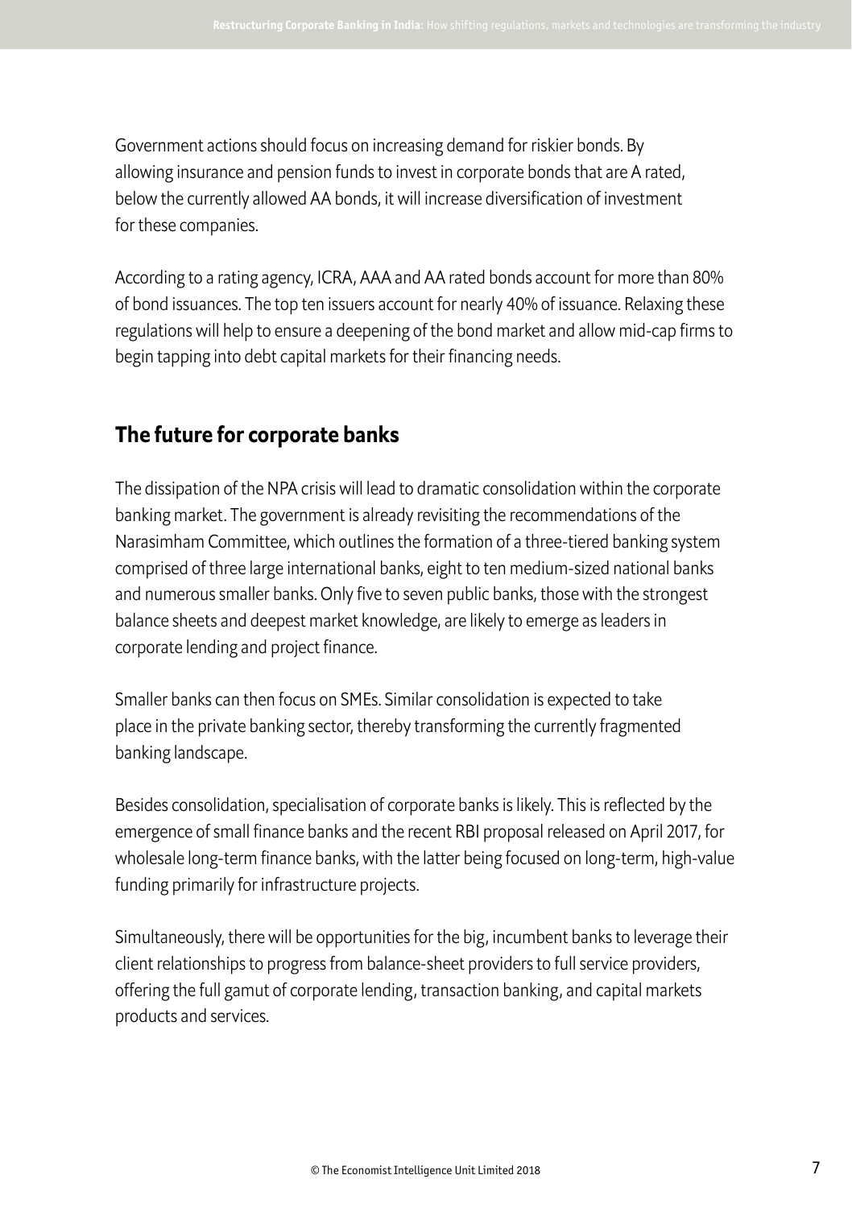Government actions should focus on increasing demand for riskier bonds. By allowing insurance and pension funds to invest in corporate bonds that are A rated, below the currently allowed AA bonds, it will increase diversification of investment for these companies.

According to a rating agency, ICRA, AAA and AA rated bonds account for more than 80% of bond issuances. The top ten issuers account for nearly 40% of issuance. Relaxing these regulations will help to ensure a deepening of the bond market and allow mid-cap firms to begin tapping into debt capital markets for their financing needs.

## The future for corporate banks

The dissipation of the NPA crisis will lead to dramatic consolidation within the corporate banking market. The government is already revisiting the recommendations of the Narasimham Committee, which outlines the formation of a three-tiered banking system comprised of three large international banks, eight to ten medium-sized national banks and numerous smaller banks. Only five to seven public banks, those with the strongest balance sheets and deepest market knowledge, are likely to emerge as leaders in corporate lending and project finance.

Smaller banks can then focus on SMEs. Similar consolidation is expected to take place in the private banking sector, thereby transforming the currently fragmented banking landscape.

Besides consolidation, specialisation of corporate banks is likely. This is reflected by the emergence of small finance banks and the recent RBI proposal released on April 2017, for wholesale long-term finance banks, with the latter being focused on long-term, high-value funding primarily for infrastructure projects.

Simultaneously, there will be opportunities for the big, incumbent banks to leverage their client relationships to progress from balance-sheet providers to full service providers, offering the full gamut of corporate lending, transaction banking, and capital markets products and services.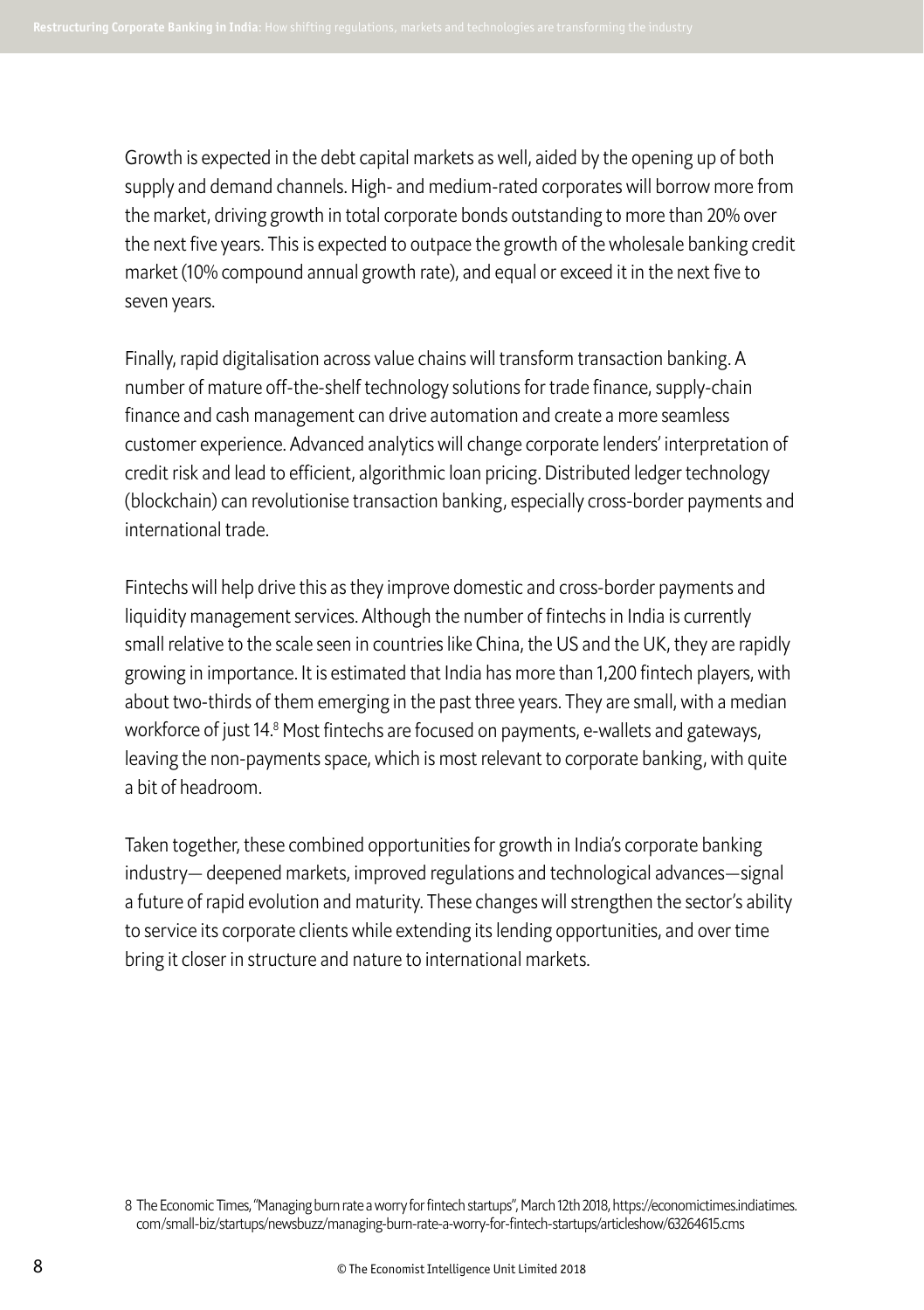Growth is expected in the debt capital markets as well, aided by the opening up of both supply and demand channels. High- and medium-rated corporates will borrow more from the market, driving growth in total corporate bonds outstanding to more than 20% over the next five years. This is expected to outpace the growth of the wholesale banking credit market (10% compound annual growth rate), and equal or exceed it in the next five to seven years.

Finally, rapid digitalisation across value chains will transform transaction banking. A number of mature off-the-shelf technology solutions for trade finance, supply-chain finance and cash management can drive automation and create a more seamless customer experience. Advanced analytics will change corporate lenders' interpretation of credit risk and lead to efficient, algorithmic loan pricing. Distributed ledger technology (blockchain) can revolutionise transaction banking, especially cross-border payments and international trade.

Fintechs will help drive this as they improve domestic and cross-border payments and liquidity management services. Although the number of fintechs in India is currently small relative to the scale seen in countries like China, the US and the UK, they are rapidly growing in importance. It is estimated that India has more than 1,200 fintech players, with about two-thirds of them emerging in the past three years. They are small, with a median workforce of just 14.[8] Most fintechs are focused on payments, e-wallets and gateways, leaving the non-payments space, which is most relevant to corporate banking, with quite a bit of headroom.

Taken together, these combined opportunities for growth in India's corporate banking industry— deepened markets, improved regulations and technological advances—signal a future of rapid evolution and maturity. These changes will strengthen the sector's ability to service its corporate clients while extending its lending opportunities, and over time bring it closer in structure and nature to international markets.

8 The Economic Times, "Managing burn rate a worry for fintech startups", March 12th 2018, https://economictimes.indiatimes.com/small-biz/startups/newsbuzz/managing-burn-rate-a-worry-for-fintech-startups/articleshow/63264615.cms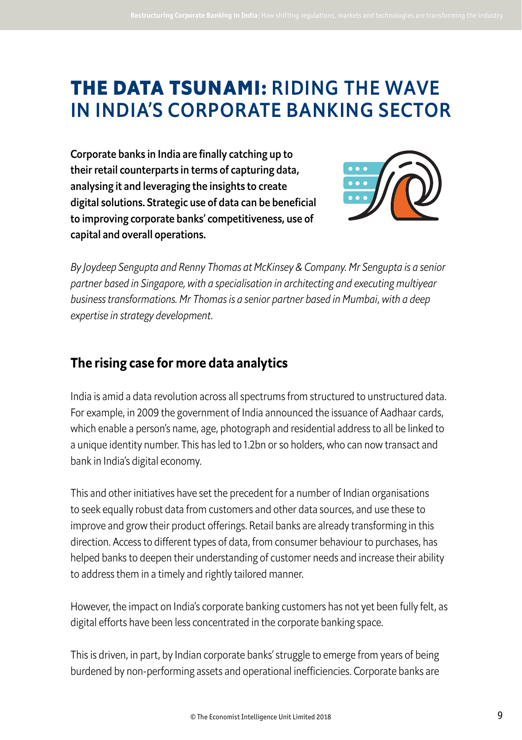# THE DATA TSUNAMI: RIDING THE WAVE IN INDIA'S CORPORATE BANKING SECTOR

**Corporate banks in India are finally catching up to their retail counterparts in terms of capturing data, analysing it and leveraging the insights to create digital solutions. Strategic use of data can be beneficial to improving corporate banks' competitiveness, use of capital and overall operations.**

*By Joydeep Sengupta and Renny Thomas at McKinsey & Company. Mr Sengupta is a senior partner based in Singapore, with a specialisation in architecting and executing multiyear business transformations. Mr Thomas is a senior partner based in Mumbai, with a deep expertise in strategy development.*

## The rising case for more data analytics

India is amid a data revolution across all spectrums from structured to unstructured data. For example, in 2009 the government of India announced the issuance of Aadhaar cards, which enable a person's name, age, photograph and residential address to all be linked to a unique identity number. This has led to 1.2bn or so holders, who can now transact and bank in India's digital economy.

This and other initiatives have set the precedent for a number of Indian organisations to seek equally robust data from customers and other data sources, and use these to improve and grow their product offerings. Retail banks are already transforming in this direction. Access to different types of data, from consumer behaviour to purchases, has helped banks to deepen their understanding of customer needs and increase their ability to address them in a timely and rightly tailored manner.

However, the impact on India's corporate banking customers has not yet been fully felt, as digital efforts have been less concentrated in the corporate banking space.

This is driven, in part, by Indian corporate banks' struggle to emerge from years of being burdened by non-performing assets and operational inefficiencies. Corporate banks are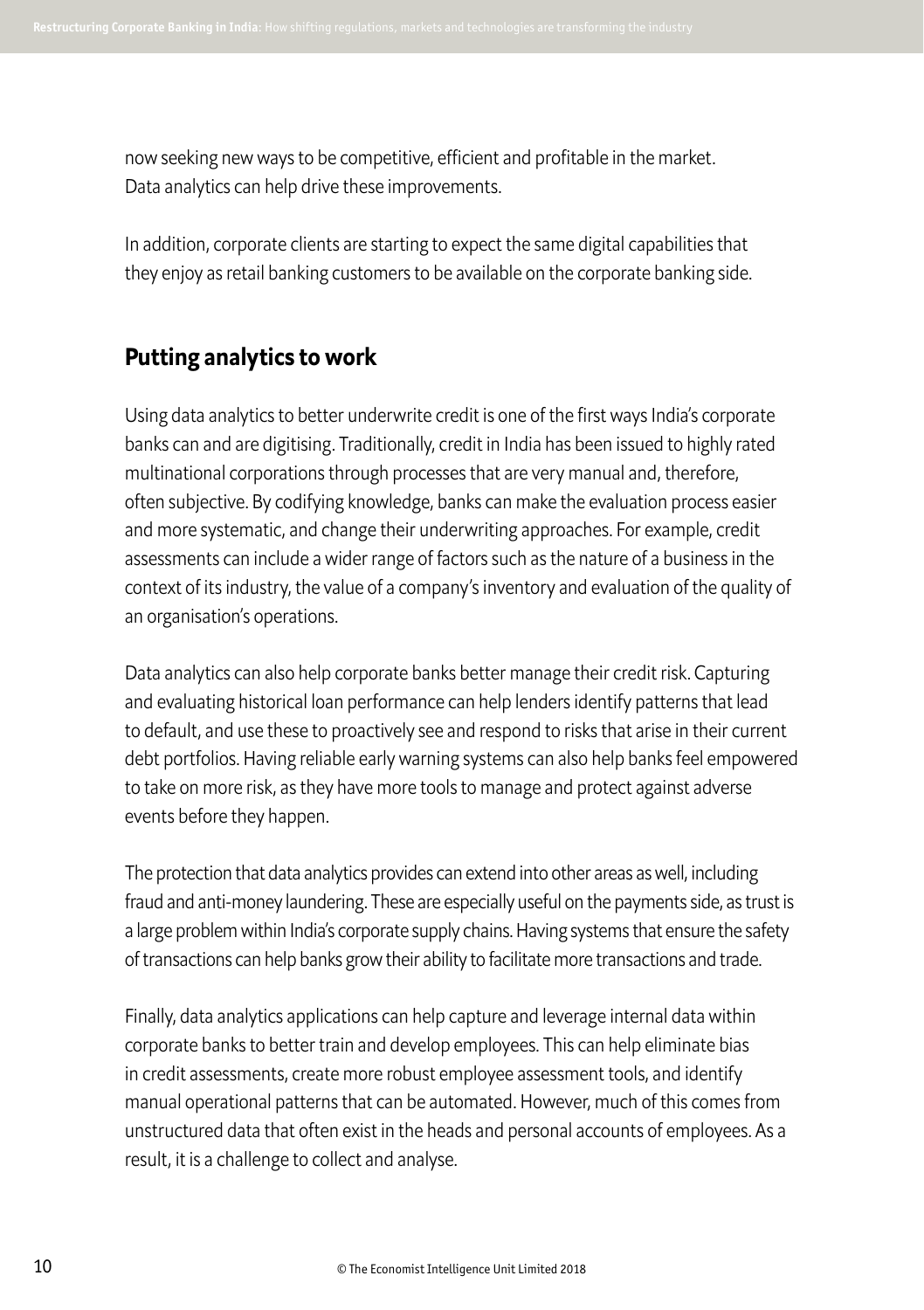now seeking new ways to be competitive, efficient and profitable in the market. Data analytics can help drive these improvements.

In addition, corporate clients are starting to expect the same digital capabilities that they enjoy as retail banking customers to be available on the corporate banking side.

## Putting analytics to work

Using data analytics to better underwrite credit is one of the first ways India's corporate banks can and are digitising. Traditionally, credit in India has been issued to highly rated multinational corporations through processes that are very manual and, therefore, often subjective. By codifying knowledge, banks can make the evaluation process easier and more systematic, and change their underwriting approaches. For example, credit assessments can include a wider range of factors such as the nature of a business in the context of its industry, the value of a company's inventory and evaluation of the quality of an organisation's operations.

Data analytics can also help corporate banks better manage their credit risk. Capturing and evaluating historical loan performance can help lenders identify patterns that lead to default, and use these to proactively see and respond to risks that arise in their current debt portfolios. Having reliable early warning systems can also help banks feel empowered to take on more risk, as they have more tools to manage and protect against adverse events before they happen.

The protection that data analytics provides can extend into other areas as well, including fraud and anti-money laundering. These are especially useful on the payments side, as trust is a large problem within India's corporate supply chains. Having systems that ensure the safety of transactions can help banks grow their ability to facilitate more transactions and trade.

Finally, data analytics applications can help capture and leverage internal data within corporate banks to better train and develop employees. This can help eliminate bias in credit assessments, create more robust employee assessment tools, and identify manual operational patterns that can be automated. However, much of this comes from unstructured data that often exist in the heads and personal accounts of employees. As a result, it is a challenge to collect and analyse.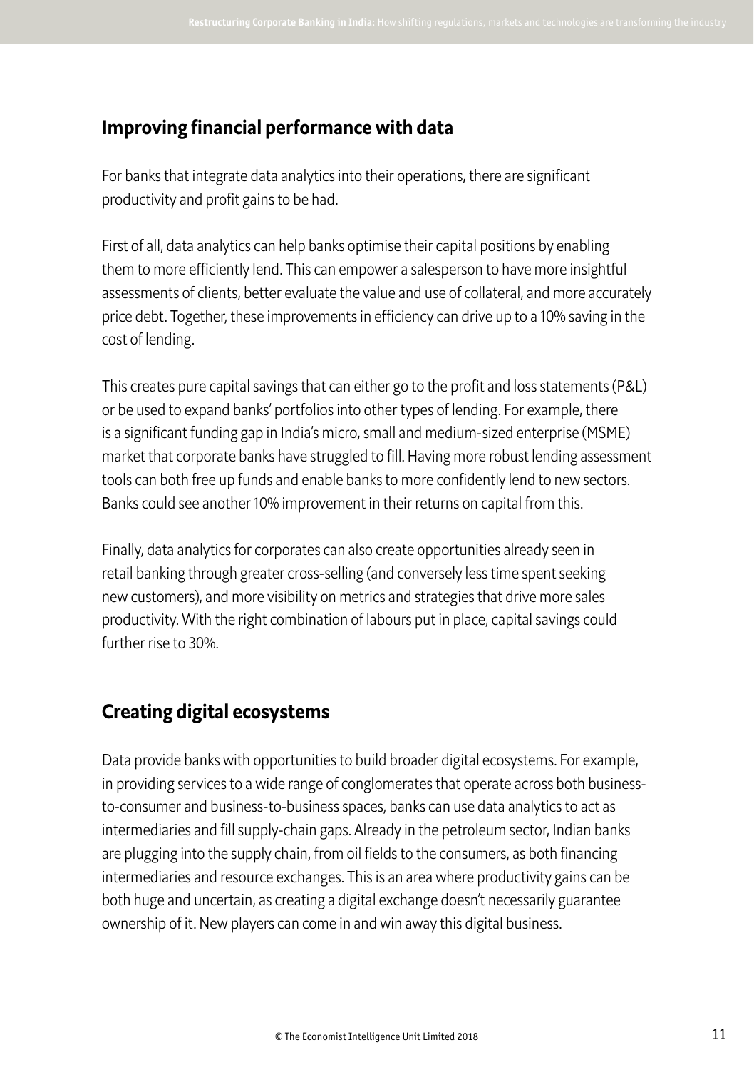## Improving financial performance with data

For banks that integrate data analytics into their operations, there are significant productivity and profit gains to be had.

First of all, data analytics can help banks optimise their capital positions by enabling them to more efficiently lend. This can empower a salesperson to have more insightful assessments of clients, better evaluate the value and use of collateral, and more accurately price debt. Together, these improvements in efficiency can drive up to a 10% saving in the cost of lending.

This creates pure capital savings that can either go to the profit and loss statements (P&L) or be used to expand banks' portfolios into other types of lending. For example, there is a significant funding gap in India's micro, small and medium-sized enterprise (MSME) market that corporate banks have struggled to fill. Having more robust lending assessment tools can both free up funds and enable banks to more confidently lend to new sectors. Banks could see another 10% improvement in their returns on capital from this.

Finally, data analytics for corporates can also create opportunities already seen in retail banking through greater cross-selling (and conversely less time spent seeking new customers), and more visibility on metrics and strategies that drive more sales productivity. With the right combination of labours put in place, capital savings could further rise to 30%.

## Creating digital ecosystems

Data provide banks with opportunities to build broader digital ecosystems. For example, in providing services to a wide range of conglomerates that operate across both business-to-consumer and business-to-business spaces, banks can use data analytics to act as intermediaries and fill supply-chain gaps. Already in the petroleum sector, Indian banks are plugging into the supply chain, from oil fields to the consumers, as both financing intermediaries and resource exchanges. This is an area where productivity gains can be both huge and uncertain, as creating a digital exchange doesn't necessarily guarantee ownership of it. New players can come in and win away this digital business.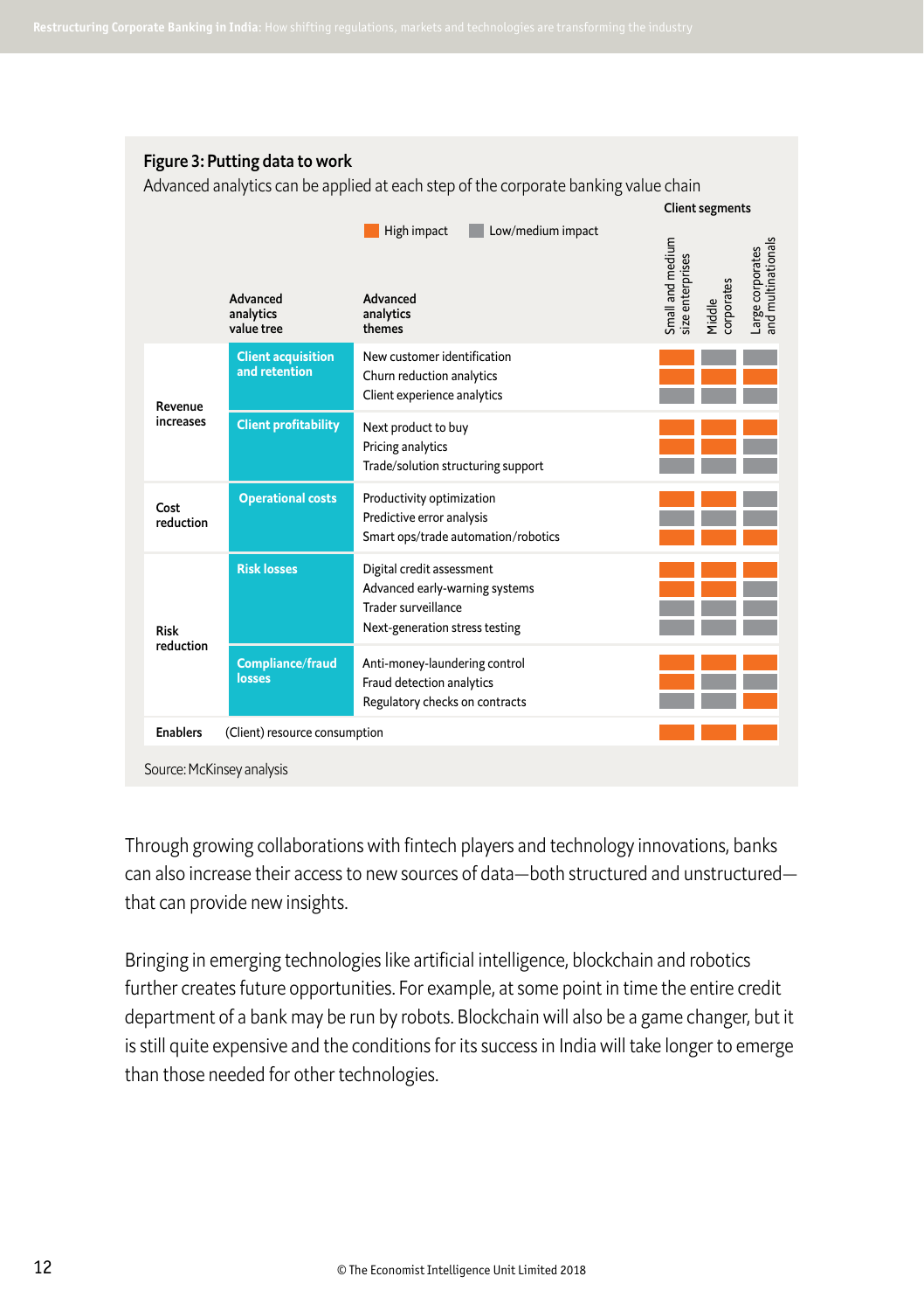**Figure 3: Putting data to work**

Advanced analytics can be applied at each step of the corporate banking value chain

High impact / Low/medium impact

| | Advanced analytics value tree | Advanced analytics themes | Small and medium size enterprises | Middle corporates | Large corporates and multinationals |
|---|---|---|---|---|---|
| Revenue increases | Client acquisition and retention | New customer identification | High impact | Low/medium impact | Low/medium impact |
| | | Churn reduction analytics | High impact | High impact | High impact |
| | | Client experience analytics | Low/medium impact | Low/medium impact | Low/medium impact |
| | Client profitability | Next product to buy | High impact | High impact | High impact |
| | | Pricing analytics | High impact | High impact | Low/medium impact |
| | | Trade/solution structuring support | Low/medium impact | Low/medium impact | Low/medium impact |
| Cost reduction | Operational costs | Productivity optimization | High impact | High impact | Low/medium impact |
| | | Predictive error analysis | Low/medium impact | Low/medium impact | Low/medium impact |
| | | Smart ops/trade automation/robotics | High impact | High impact | High impact |
| Risk reduction | Risk losses | Digital credit assessment | High impact | High impact | High impact |
| | | Advanced early-warning systems | High impact | High impact | Low/medium impact |
| | | Trader surveillance | Low/medium impact | Low/medium impact | Low/medium impact |
| | | Next-generation stress testing | Low/medium impact | Low/medium impact | Low/medium impact |
| | Compliance/fraud losses | Anti-money-laundering control | High impact | High impact | High impact |
| | | Fraud detection analytics | High impact | Low/medium impact | Low/medium impact |
| | | Regulatory checks on contracts | Low/medium impact | Low/medium impact | High impact |
| Enablers | (Client) resource consumption | | High impact | High impact | High impact |

Source: McKinsey analysis

Through growing collaborations with fintech players and technology innovations, banks can also increase their access to new sources of data—both structured and unstructured—that can provide new insights.

Bringing in emerging technologies like artificial intelligence, blockchain and robotics further creates future opportunities. For example, at some point in time the entire credit department of a bank may be run by robots. Blockchain will also be a game changer, but it is still quite expensive and the conditions for its success in India will take longer to emerge than those needed for other technologies.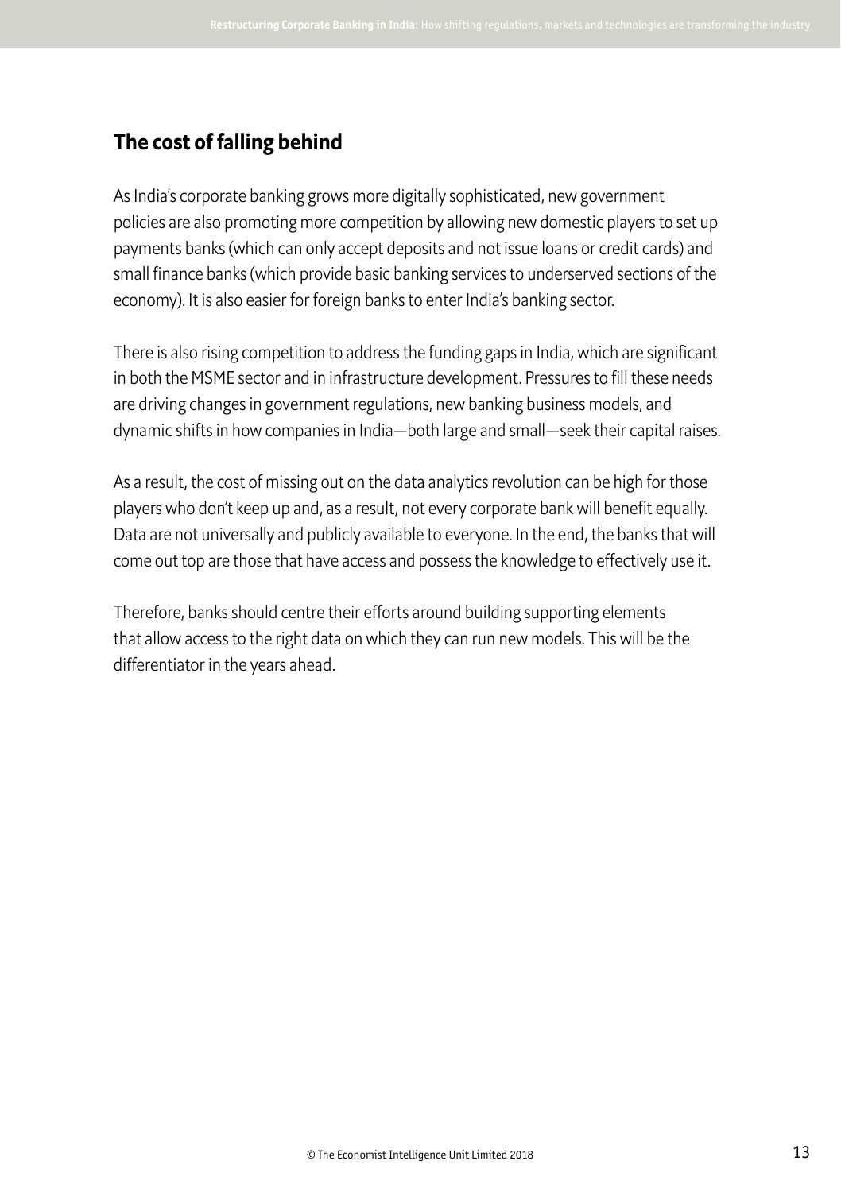## The cost of falling behind

As India's corporate banking grows more digitally sophisticated, new government policies are also promoting more competition by allowing new domestic players to set up payments banks (which can only accept deposits and not issue loans or credit cards) and small finance banks (which provide basic banking services to underserved sections of the economy). It is also easier for foreign banks to enter India's banking sector.

There is also rising competition to address the funding gaps in India, which are significant in both the MSME sector and in infrastructure development. Pressures to fill these needs are driving changes in government regulations, new banking business models, and dynamic shifts in how companies in India—both large and small—seek their capital raises.

As a result, the cost of missing out on the data analytics revolution can be high for those players who don't keep up and, as a result, not every corporate bank will benefit equally. Data are not universally and publicly available to everyone. In the end, the banks that will come out top are those that have access and possess the knowledge to effectively use it.

Therefore, banks should centre their efforts around building supporting elements that allow access to the right data on which they can run new models. This will be the differentiator in the years ahead.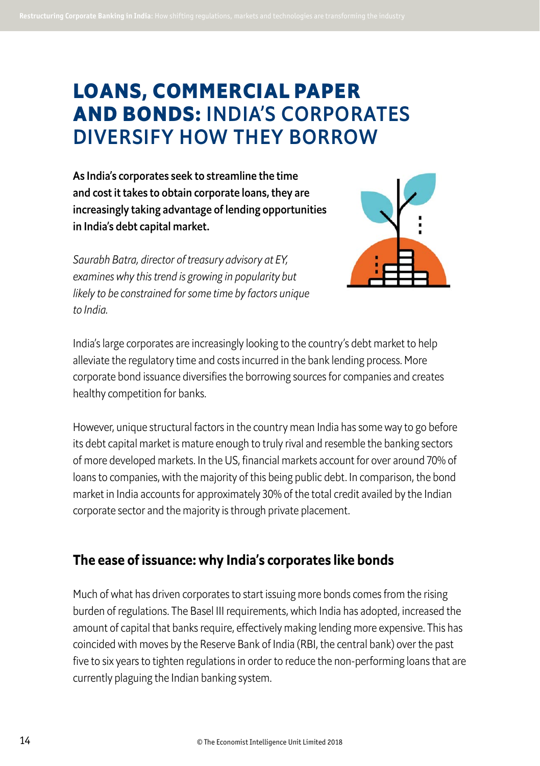# LOANS, COMMERCIAL PAPER AND BONDS: INDIA'S CORPORATES DIVERSIFY HOW THEY BORROW

**As India's corporates seek to streamline the time and cost it takes to obtain corporate loans, they are increasingly taking advantage of lending opportunities in India's debt capital market.**

*Saurabh Batra, director of treasury advisory at EY, examines why this trend is growing in popularity but likely to be constrained for some time by factors unique to India.*

India's large corporates are increasingly looking to the country's debt market to help alleviate the regulatory time and costs incurred in the bank lending process. More corporate bond issuance diversifies the borrowing sources for companies and creates healthy competition for banks.

However, unique structural factors in the country mean India has some way to go before its debt capital market is mature enough to truly rival and resemble the banking sectors of more developed markets. In the US, financial markets account for over around 70% of loans to companies, with the majority of this being public debt. In comparison, the bond market in India accounts for approximately 30% of the total credit availed by the Indian corporate sector and the majority is through private placement.

## The ease of issuance: why India's corporates like bonds

Much of what has driven corporates to start issuing more bonds comes from the rising burden of regulations. The Basel III requirements, which India has adopted, increased the amount of capital that banks require, effectively making lending more expensive. This has coincided with moves by the Reserve Bank of India (RBI, the central bank) over the past five to six years to tighten regulations in order to reduce the non-performing loans that are currently plaguing the Indian banking system.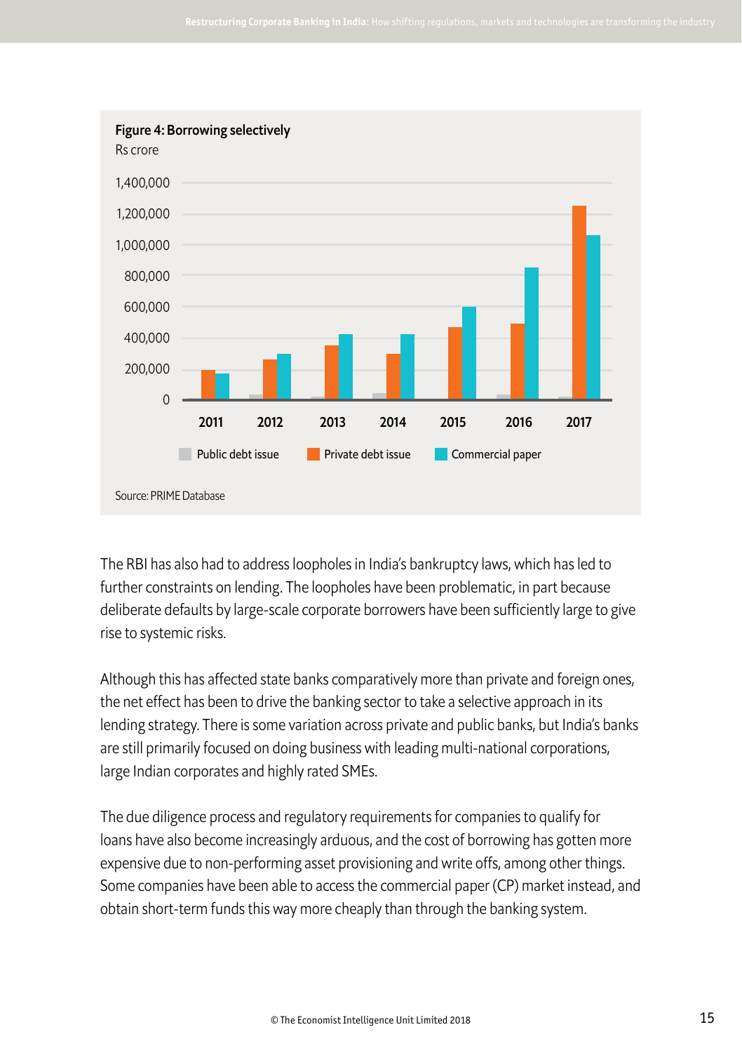**Figure 4: Borrowing selectively**

Rs crore

Source: PRIME Database

The RBI has also had to address loopholes in India's bankruptcy laws, which has led to further constraints on lending. The loopholes have been problematic, in part because deliberate defaults by large-scale corporate borrowers have been sufficiently large to give rise to systemic risks.

Although this has affected state banks comparatively more than private and foreign ones, the net effect has been to drive the banking sector to take a selective approach in its lending strategy. There is some variation across private and public banks, but India's banks are still primarily focused on doing business with leading multi-national corporations, large Indian corporates and highly rated SMEs.

The due diligence process and regulatory requirements for companies to qualify for loans have also become increasingly arduous, and the cost of borrowing has gotten more expensive due to non-performing asset provisioning and write offs, among other things. Some companies have been able to access the commercial paper (CP) market instead, and obtain short-term funds this way more cheaply than through the banking system.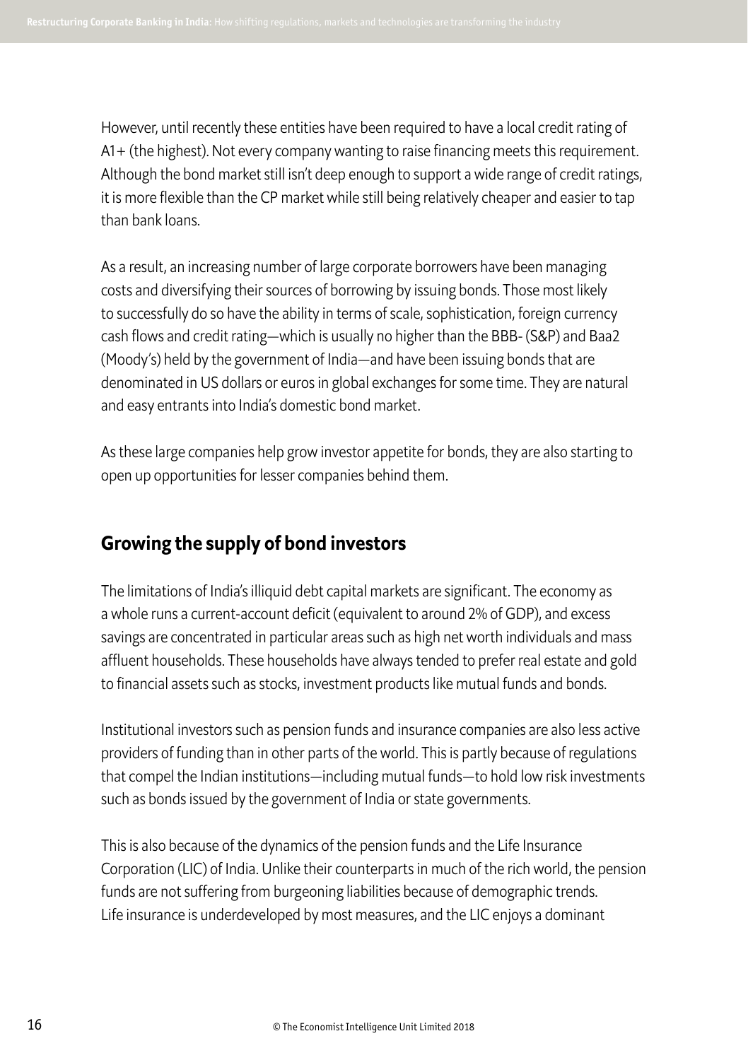However, until recently these entities have been required to have a local credit rating of A1+ (the highest). Not every company wanting to raise financing meets this requirement. Although the bond market still isn't deep enough to support a wide range of credit ratings, it is more flexible than the CP market while still being relatively cheaper and easier to tap than bank loans.

As a result, an increasing number of large corporate borrowers have been managing costs and diversifying their sources of borrowing by issuing bonds. Those most likely to successfully do so have the ability in terms of scale, sophistication, foreign currency cash flows and credit rating—which is usually no higher than the BBB- (S&P) and Baa2 (Moody's) held by the government of India—and have been issuing bonds that are denominated in US dollars or euros in global exchanges for some time. They are natural and easy entrants into India's domestic bond market.

As these large companies help grow investor appetite for bonds, they are also starting to open up opportunities for lesser companies behind them.

## Growing the supply of bond investors

The limitations of India's illiquid debt capital markets are significant. The economy as a whole runs a current-account deficit (equivalent to around 2% of GDP), and excess savings are concentrated in particular areas such as high net worth individuals and mass affluent households. These households have always tended to prefer real estate and gold to financial assets such as stocks, investment products like mutual funds and bonds.

Institutional investors such as pension funds and insurance companies are also less active providers of funding than in other parts of the world. This is partly because of regulations that compel the Indian institutions—including mutual funds—to hold low risk investments such as bonds issued by the government of India or state governments.

This is also because of the dynamics of the pension funds and the Life Insurance Corporation (LIC) of India. Unlike their counterparts in much of the rich world, the pension funds are not suffering from burgeoning liabilities because of demographic trends. Life insurance is underdeveloped by most measures, and the LIC enjoys a dominant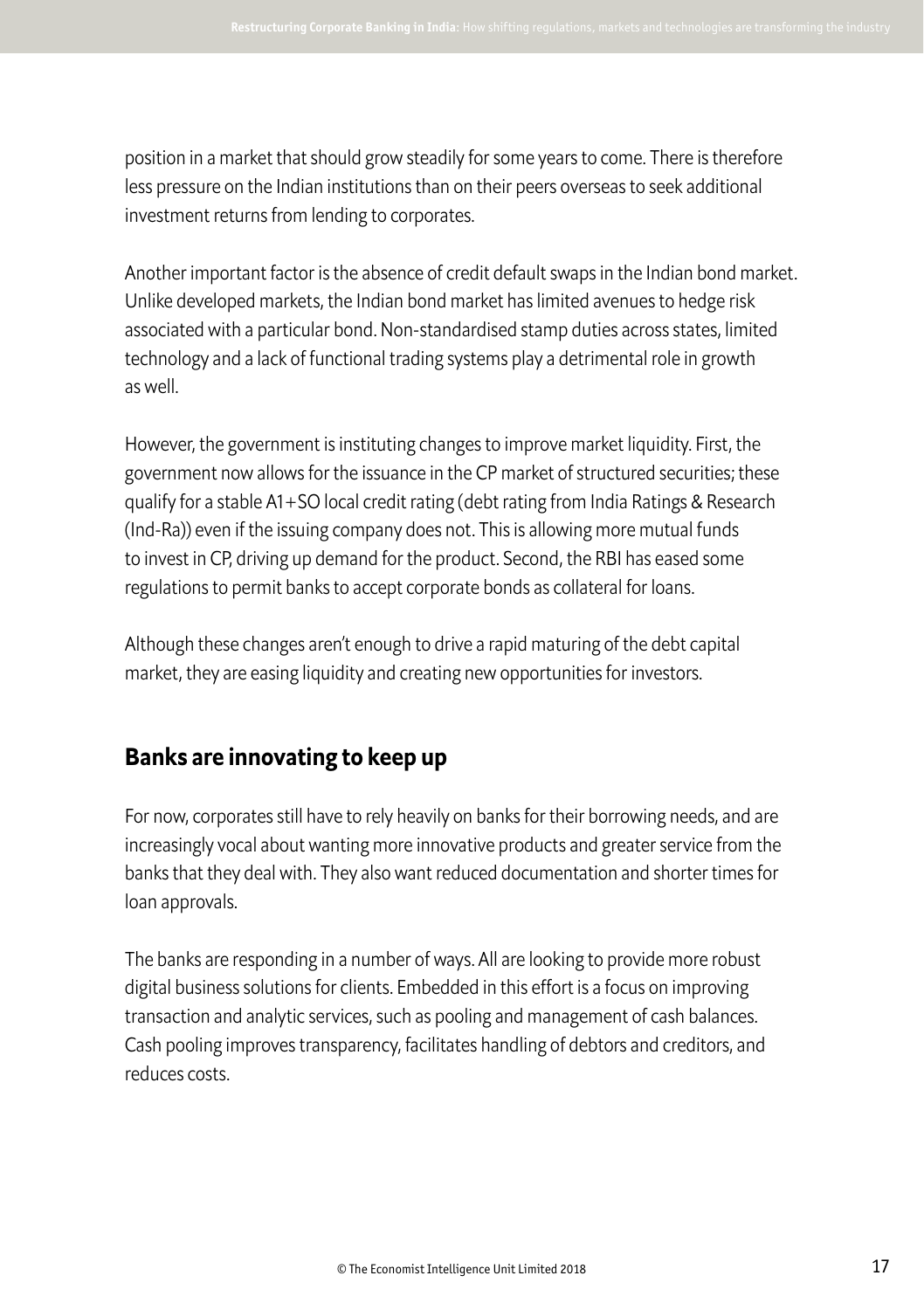position in a market that should grow steadily for some years to come. There is therefore less pressure on the Indian institutions than on their peers overseas to seek additional investment returns from lending to corporates.

Another important factor is the absence of credit default swaps in the Indian bond market. Unlike developed markets, the Indian bond market has limited avenues to hedge risk associated with a particular bond. Non-standardised stamp duties across states, limited technology and a lack of functional trading systems play a detrimental role in growth as well.

However, the government is instituting changes to improve market liquidity. First, the government now allows for the issuance in the CP market of structured securities; these qualify for a stable A1+SO local credit rating (debt rating from India Ratings & Research (Ind-Ra)) even if the issuing company does not. This is allowing more mutual funds to invest in CP, driving up demand for the product. Second, the RBI has eased some regulations to permit banks to accept corporate bonds as collateral for loans.

Although these changes aren't enough to drive a rapid maturing of the debt capital market, they are easing liquidity and creating new opportunities for investors.

## Banks are innovating to keep up

For now, corporates still have to rely heavily on banks for their borrowing needs, and are increasingly vocal about wanting more innovative products and greater service from the banks that they deal with. They also want reduced documentation and shorter times for loan approvals.

The banks are responding in a number of ways. All are looking to provide more robust digital business solutions for clients. Embedded in this effort is a focus on improving transaction and analytic services, such as pooling and management of cash balances. Cash pooling improves transparency, facilitates handling of debtors and creditors, and reduces costs.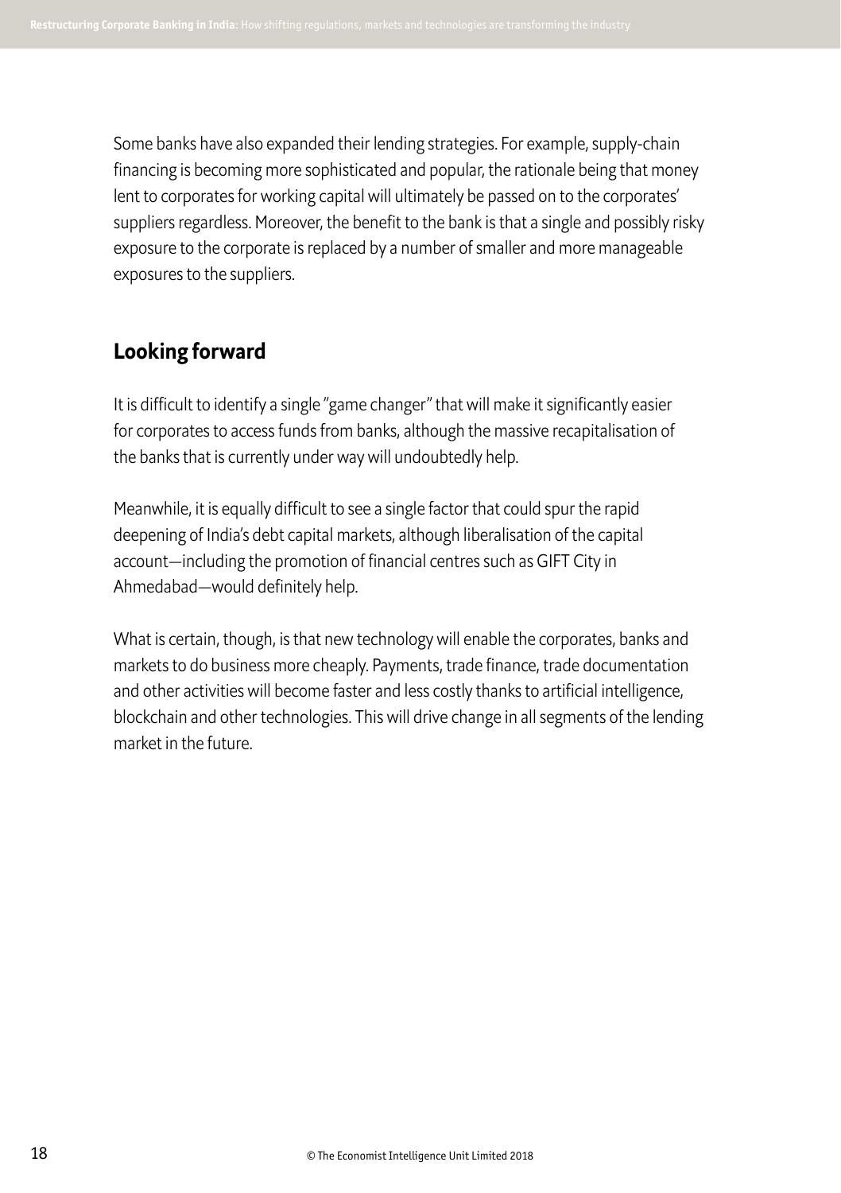Some banks have also expanded their lending strategies. For example, supply-chain financing is becoming more sophisticated and popular, the rationale being that money lent to corporates for working capital will ultimately be passed on to the corporates' suppliers regardless. Moreover, the benefit to the bank is that a single and possibly risky exposure to the corporate is replaced by a number of smaller and more manageable exposures to the suppliers.

## Looking forward

It is difficult to identify a single "game changer" that will make it significantly easier for corporates to access funds from banks, although the massive recapitalisation of the banks that is currently under way will undoubtedly help.

Meanwhile, it is equally difficult to see a single factor that could spur the rapid deepening of India's debt capital markets, although liberalisation of the capital account—including the promotion of financial centres such as GIFT City in Ahmedabad—would definitely help.

What is certain, though, is that new technology will enable the corporates, banks and markets to do business more cheaply. Payments, trade finance, trade documentation and other activities will become faster and less costly thanks to artificial intelligence, blockchain and other technologies. This will drive change in all segments of the lending market in the future.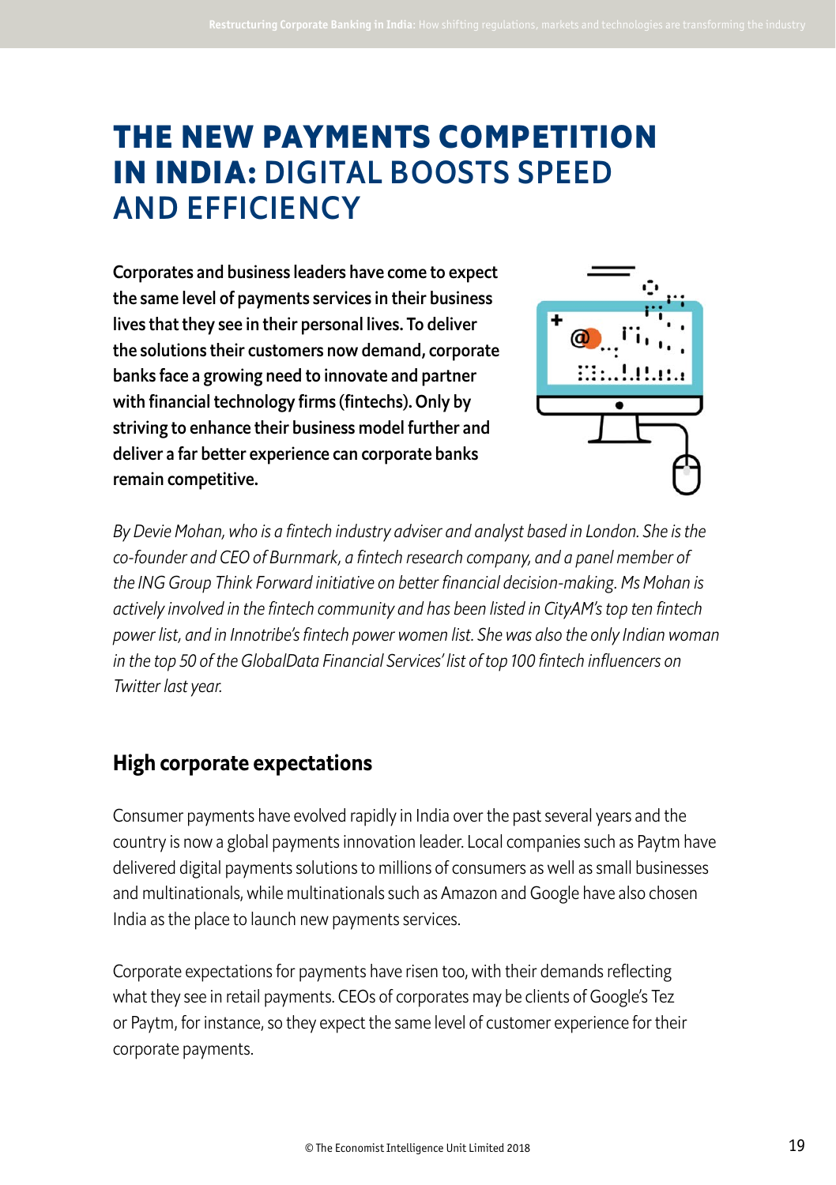# THE NEW PAYMENTS COMPETITION IN INDIA: DIGITAL BOOSTS SPEED AND EFFICIENCY

**Corporates and business leaders have come to expect the same level of payments services in their business lives that they see in their personal lives. To deliver the solutions their customers now demand, corporate banks face a growing need to innovate and partner with financial technology firms (fintechs). Only by striving to enhance their business model further and deliver a far better experience can corporate banks remain competitive.**

*By Devie Mohan, who is a fintech industry adviser and analyst based in London. She is the co-founder and CEO of Burnmark, a fintech research company, and a panel member of the ING Group Think Forward initiative on better financial decision-making. Ms Mohan is actively involved in the fintech community and has been listed in CityAM's top ten fintech power list, and in Innotribe's fintech power women list. She was also the only Indian woman in the top 50 of the GlobalData Financial Services' list of top 100 fintech influencers on Twitter last year.*

## High corporate expectations

Consumer payments have evolved rapidly in India over the past several years and the country is now a global payments innovation leader. Local companies such as Paytm have delivered digital payments solutions to millions of consumers as well as small businesses and multinationals, while multinationals such as Amazon and Google have also chosen India as the place to launch new payments services.

Corporate expectations for payments have risen too, with their demands reflecting what they see in retail payments. CEOs of corporates may be clients of Google's Tez or Paytm, for instance, so they expect the same level of customer experience for their corporate payments.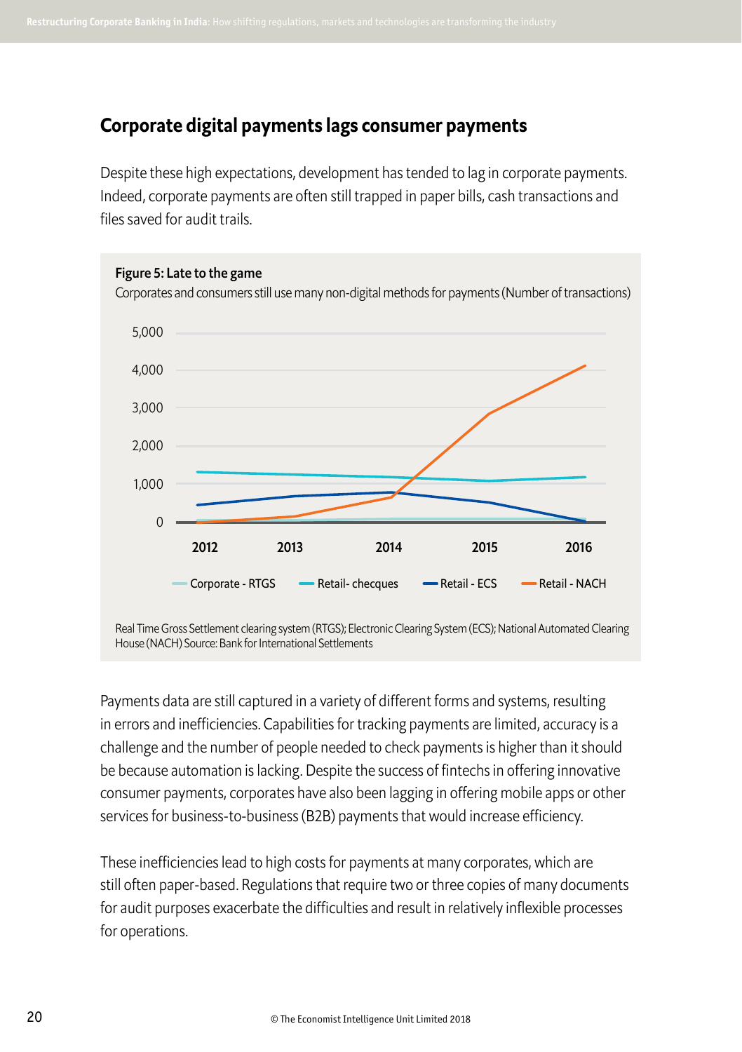## Corporate digital payments lags consumer payments

Despite these high expectations, development has tended to lag in corporate payments. Indeed, corporate payments are often still trapped in paper bills, cash transactions and files saved for audit trails.

**Figure 5: Late to the game**

Corporates and consumers still use many non-digital methods for payments (Number of transactions)

Real Time Gross Settlement clearing system (RTGS); Electronic Clearing System (ECS); National Automated Clearing House (NACH) Source: Bank for International Settlements

Payments data are still captured in a variety of different forms and systems, resulting in errors and inefficiencies. Capabilities for tracking payments are limited, accuracy is a challenge and the number of people needed to check payments is higher than it should be because automation is lacking. Despite the success of fintechs in offering innovative consumer payments, corporates have also been lagging in offering mobile apps or other services for business-to-business (B2B) payments that would increase efficiency.

These inefficiencies lead to high costs for payments at many corporates, which are still often paper-based. Regulations that require two or three copies of many documents for audit purposes exacerbate the difficulties and result in relatively inflexible processes for operations.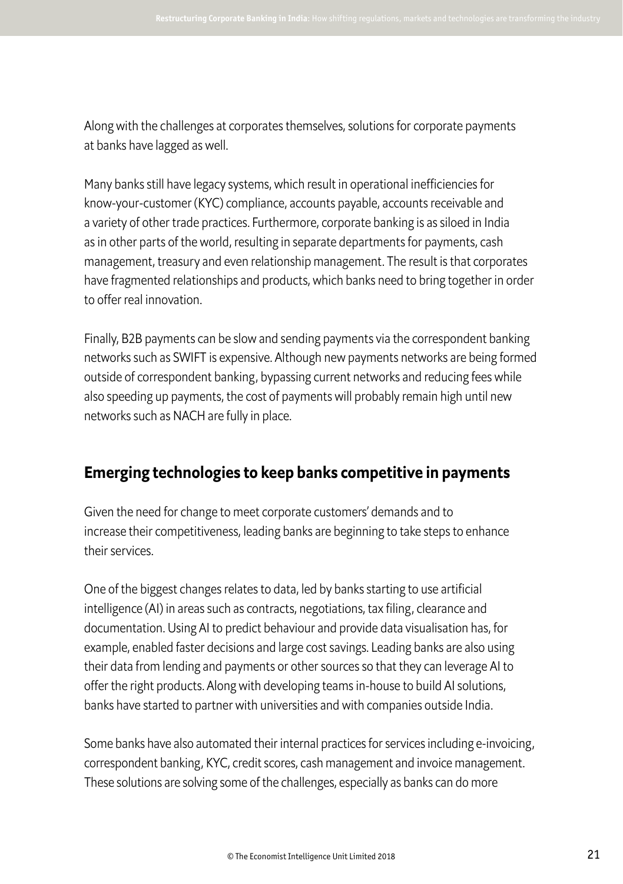Along with the challenges at corporates themselves, solutions for corporate payments at banks have lagged as well.

Many banks still have legacy systems, which result in operational inefficiencies for know-your-customer (KYC) compliance, accounts payable, accounts receivable and a variety of other trade practices. Furthermore, corporate banking is as siloed in India as in other parts of the world, resulting in separate departments for payments, cash management, treasury and even relationship management. The result is that corporates have fragmented relationships and products, which banks need to bring together in order to offer real innovation.

Finally, B2B payments can be slow and sending payments via the correspondent banking networks such as SWIFT is expensive. Although new payments networks are being formed outside of correspondent banking, bypassing current networks and reducing fees while also speeding up payments, the cost of payments will probably remain high until new networks such as NACH are fully in place.

## Emerging technologies to keep banks competitive in payments

Given the need for change to meet corporate customers' demands and to increase their competitiveness, leading banks are beginning to take steps to enhance their services.

One of the biggest changes relates to data, led by banks starting to use artificial intelligence (AI) in areas such as contracts, negotiations, tax filing, clearance and documentation. Using AI to predict behaviour and provide data visualisation has, for example, enabled faster decisions and large cost savings. Leading banks are also using their data from lending and payments or other sources so that they can leverage AI to offer the right products. Along with developing teams in-house to build AI solutions, banks have started to partner with universities and with companies outside India.

Some banks have also automated their internal practices for services including e-invoicing, correspondent banking, KYC, credit scores, cash management and invoice management. These solutions are solving some of the challenges, especially as banks can do more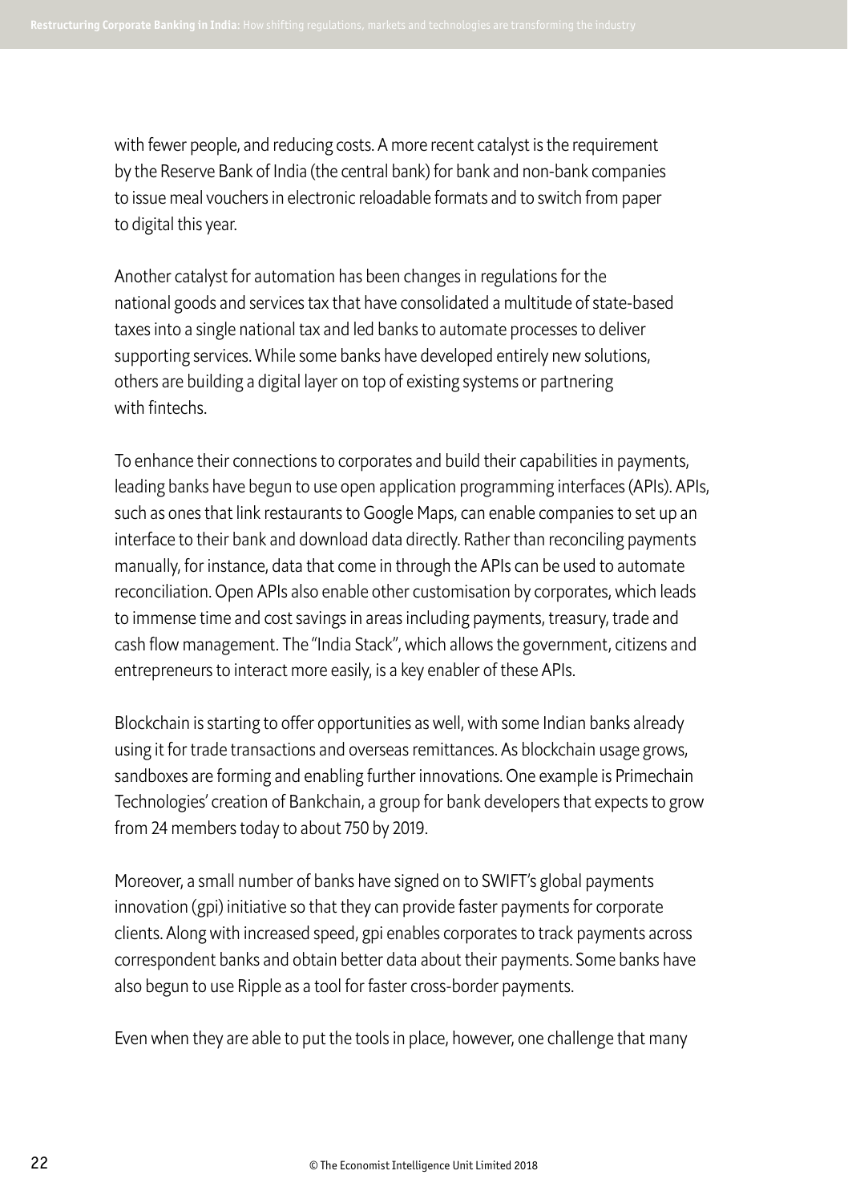with fewer people, and reducing costs. A more recent catalyst is the requirement by the Reserve Bank of India (the central bank) for bank and non-bank companies to issue meal vouchers in electronic reloadable formats and to switch from paper to digital this year.

Another catalyst for automation has been changes in regulations for the national goods and services tax that have consolidated a multitude of state-based taxes into a single national tax and led banks to automate processes to deliver supporting services. While some banks have developed entirely new solutions, others are building a digital layer on top of existing systems or partnering with fintechs.

To enhance their connections to corporates and build their capabilities in payments, leading banks have begun to use open application programming interfaces (APIs). APIs, such as ones that link restaurants to Google Maps, can enable companies to set up an interface to their bank and download data directly. Rather than reconciling payments manually, for instance, data that come in through the APIs can be used to automate reconciliation. Open APIs also enable other customisation by corporates, which leads to immense time and cost savings in areas including payments, treasury, trade and cash flow management. The "India Stack", which allows the government, citizens and entrepreneurs to interact more easily, is a key enabler of these APIs.

Blockchain is starting to offer opportunities as well, with some Indian banks already using it for trade transactions and overseas remittances. As blockchain usage grows, sandboxes are forming and enabling further innovations. One example is Primechain Technologies' creation of Bankchain, a group for bank developers that expects to grow from 24 members today to about 750 by 2019.

Moreover, a small number of banks have signed on to SWIFT's global payments innovation (gpi) initiative so that they can provide faster payments for corporate clients. Along with increased speed, gpi enables corporates to track payments across correspondent banks and obtain better data about their payments. Some banks have also begun to use Ripple as a tool for faster cross-border payments.

Even when they are able to put the tools in place, however, one challenge that many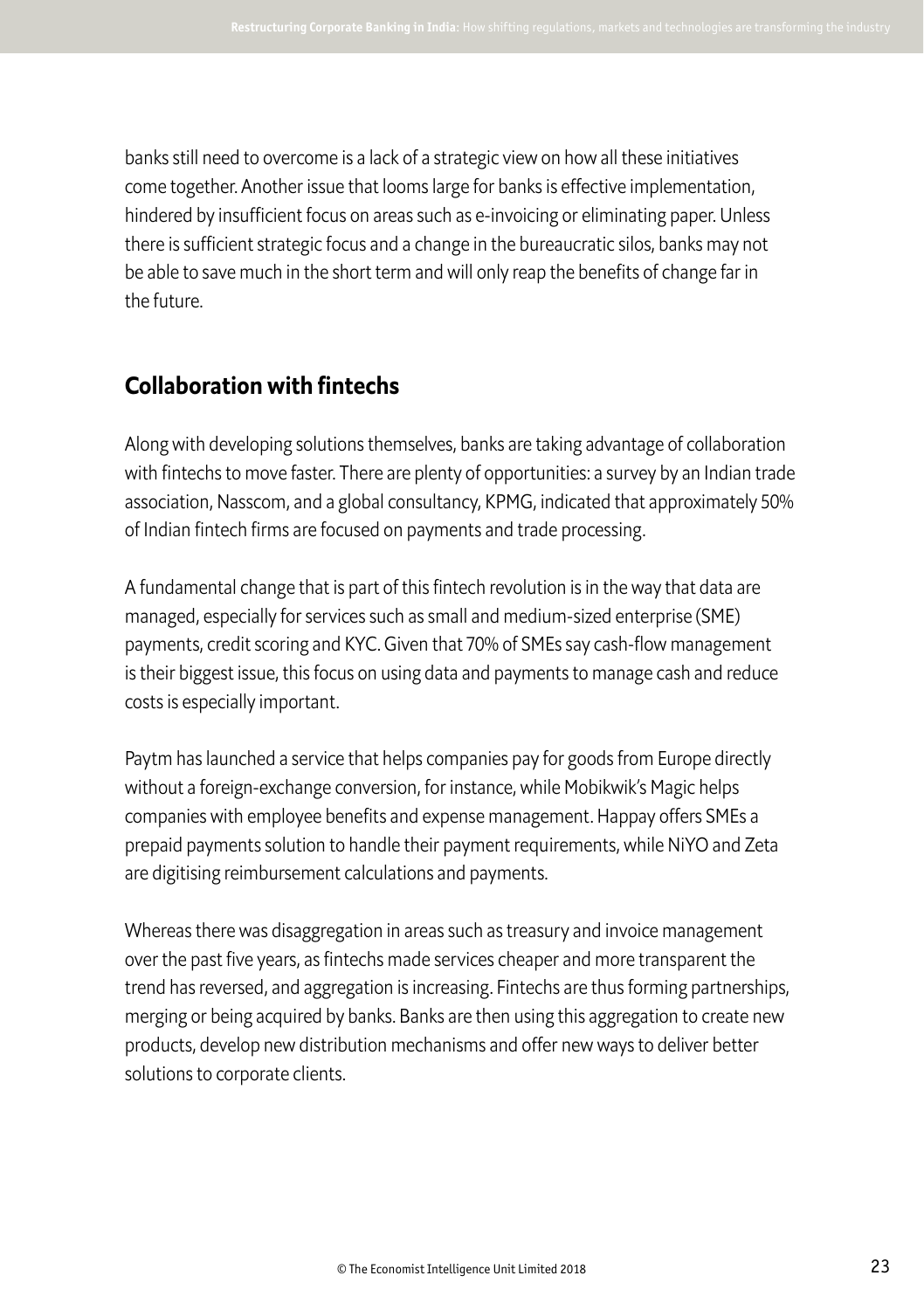banks still need to overcome is a lack of a strategic view on how all these initiatives come together. Another issue that looms large for banks is effective implementation, hindered by insufficient focus on areas such as e-invoicing or eliminating paper. Unless there is sufficient strategic focus and a change in the bureaucratic silos, banks may not be able to save much in the short term and will only reap the benefits of change far in the future.

## Collaboration with fintechs

Along with developing solutions themselves, banks are taking advantage of collaboration with fintechs to move faster. There are plenty of opportunities: a survey by an Indian trade association, Nasscom, and a global consultancy, KPMG, indicated that approximately 50% of Indian fintech firms are focused on payments and trade processing.

A fundamental change that is part of this fintech revolution is in the way that data are managed, especially for services such as small and medium-sized enterprise (SME) payments, credit scoring and KYC. Given that 70% of SMEs say cash-flow management is their biggest issue, this focus on using data and payments to manage cash and reduce costs is especially important.

Paytm has launched a service that helps companies pay for goods from Europe directly without a foreign-exchange conversion, for instance, while Mobikwik's Magic helps companies with employee benefits and expense management. Happay offers SMEs a prepaid payments solution to handle their payment requirements, while NiYO and Zeta are digitising reimbursement calculations and payments.

Whereas there was disaggregation in areas such as treasury and invoice management over the past five years, as fintechs made services cheaper and more transparent the trend has reversed, and aggregation is increasing. Fintechs are thus forming partnerships, merging or being acquired by banks. Banks are then using this aggregation to create new products, develop new distribution mechanisms and offer new ways to deliver better solutions to corporate clients.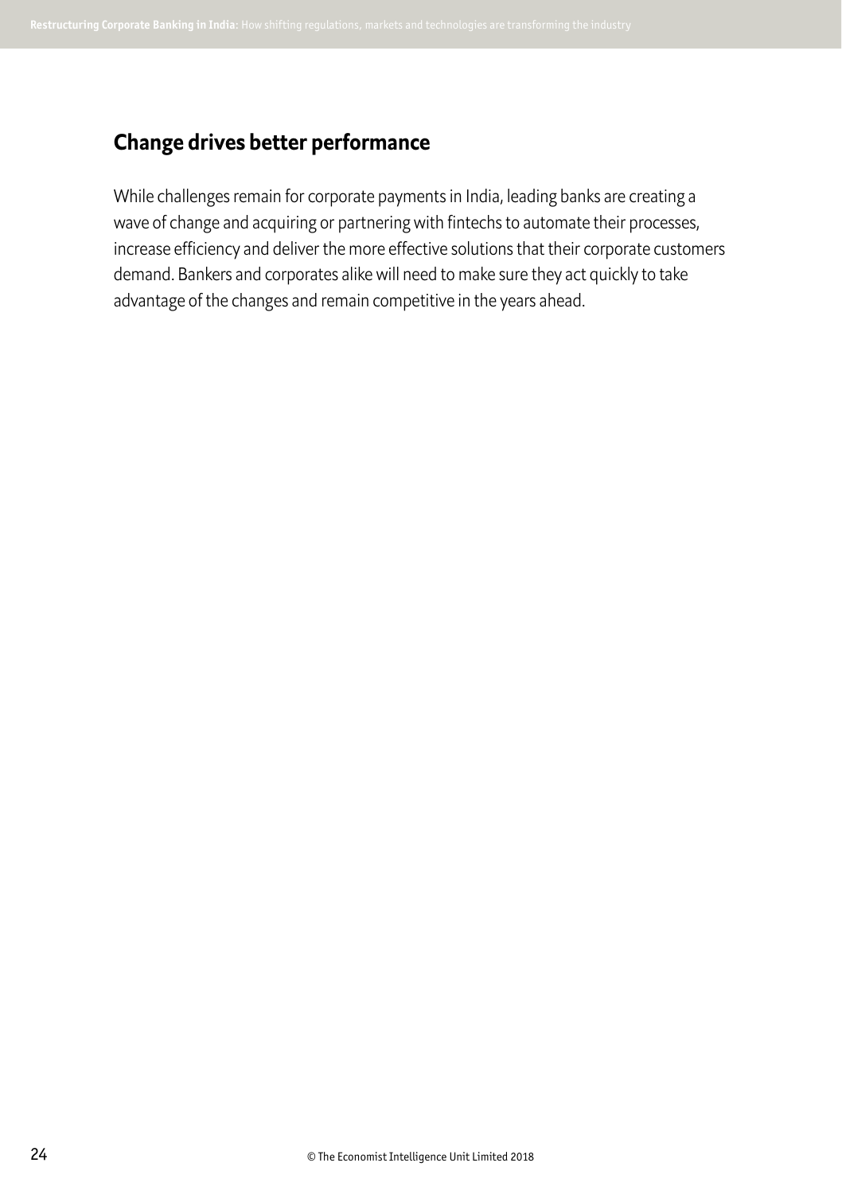## Change drives better performance

While challenges remain for corporate payments in India, leading banks are creating a wave of change and acquiring or partnering with fintechs to automate their processes, increase efficiency and deliver the more effective solutions that their corporate customers demand. Bankers and corporates alike will need to make sure they act quickly to take advantage of the changes and remain competitive in the years ahead.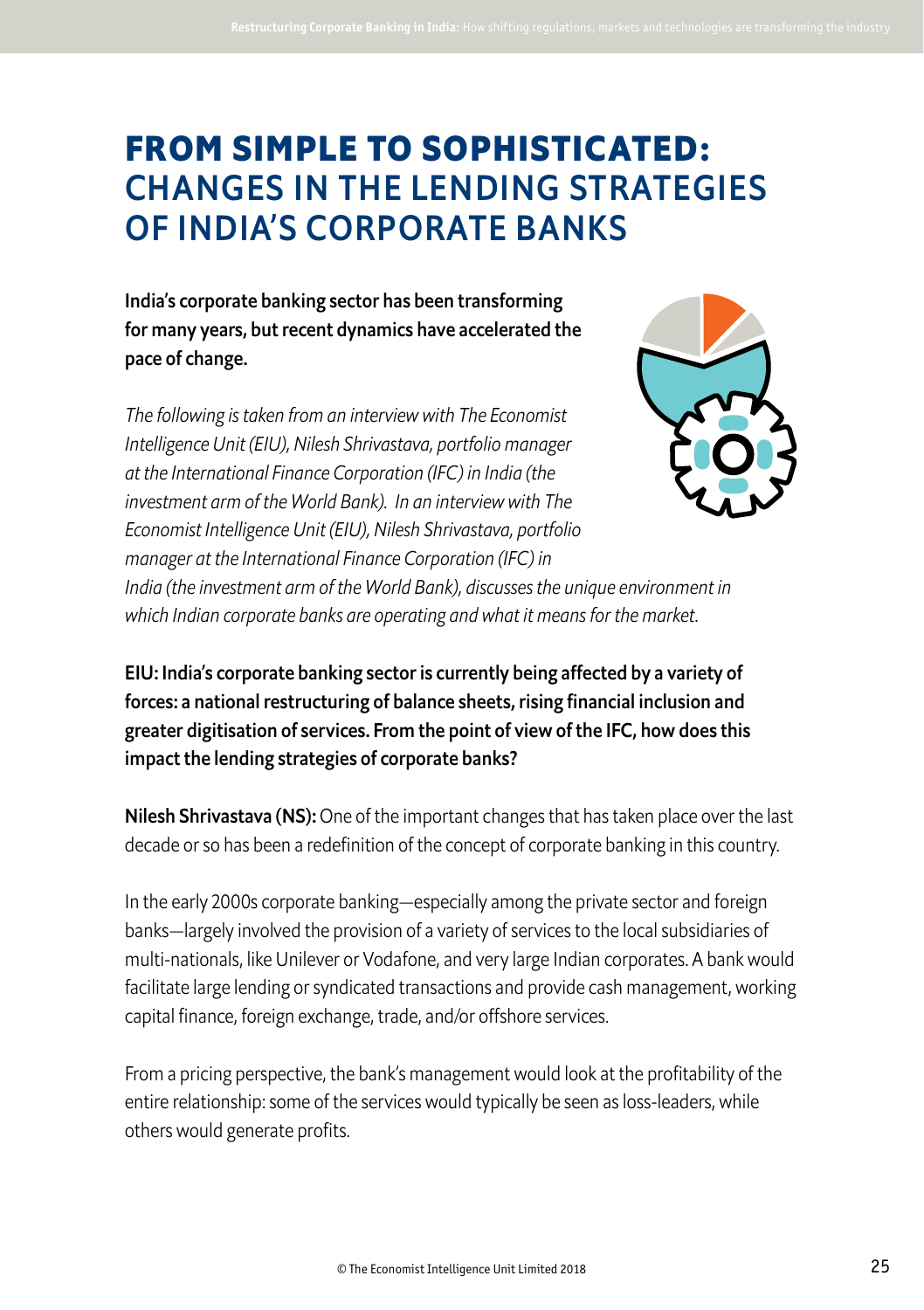# FROM SIMPLE TO SOPHISTICATED: CHANGES IN THE LENDING STRATEGIES OF INDIA'S CORPORATE BANKS

**India's corporate banking sector has been transforming for many years, but recent dynamics have accelerated the pace of change.**

*The following is taken from an interview with The Economist Intelligence Unit (EIU), Nilesh Shrivastava, portfolio manager at the International Finance Corporation (IFC) in India (the investment arm of the World Bank). In an interview with The Economist Intelligence Unit (EIU), Nilesh Shrivastava, portfolio manager at the International Finance Corporation (IFC) in India (the investment arm of the World Bank), discusses the unique environment in which Indian corporate banks are operating and what it means for the market.*

**EIU: India's corporate banking sector is currently being affected by a variety of forces: a national restructuring of balance sheets, rising financial inclusion and greater digitisation of services. From the point of view of the IFC, how does this impact the lending strategies of corporate banks?**

**Nilesh Shrivastava (NS):** One of the important changes that has taken place over the last decade or so has been a redefinition of the concept of corporate banking in this country.

In the early 2000s corporate banking—especially among the private sector and foreign banks—largely involved the provision of a variety of services to the local subsidiaries of multi-nationals, like Unilever or Vodafone, and very large Indian corporates. A bank would facilitate large lending or syndicated transactions and provide cash management, working capital finance, foreign exchange, trade, and/or offshore services.

From a pricing perspective, the bank's management would look at the profitability of the entire relationship: some of the services would typically be seen as loss-leaders, while others would generate profits.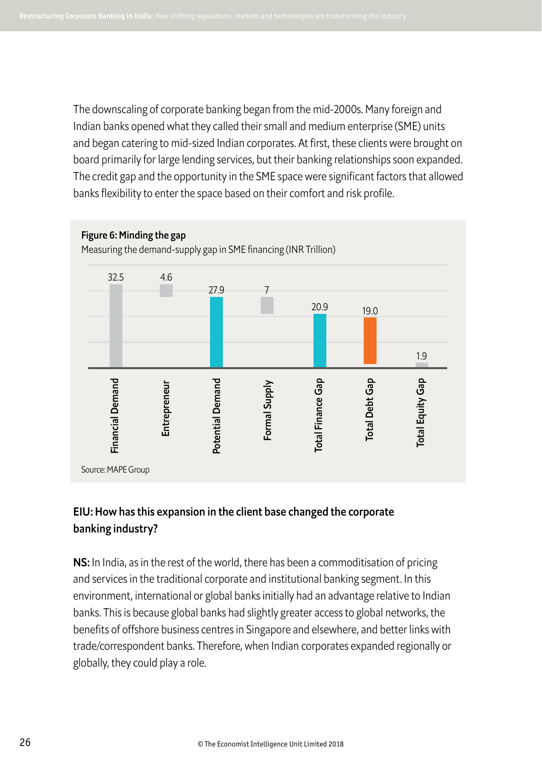The downscaling of corporate banking began from the mid-2000s. Many foreign and Indian banks opened what they called their small and medium enterprise (SME) units and began catering to mid-sized Indian corporates. At first, these clients were brought on board primarily for large lending services, but their banking relationships soon expanded. The credit gap and the opportunity in the SME space were significant factors that allowed banks flexibility to enter the space based on their comfort and risk profile.

**Figure 6: Minding the gap**

Measuring the demand-supply gap in SME financing (INR Trillion)

| Category | Value |
|---|---|
| Financial Demand | 32.5 |
| Entrepreneur | 4.6 |
| Potential Demand | 27.9 |
| Formal Supply | 7 |
| Total Finance Gap | 20.9 |
| Total Debt Gap | 19.0 |
| Total Equity Gap | 1.9 |

Source: MAPE Group

### EIU: How has this expansion in the client base changed the corporate banking industry?

**NS:** In India, as in the rest of the world, there has been a commoditisation of pricing and services in the traditional corporate and institutional banking segment. In this environment, international or global banks initially had an advantage relative to Indian banks. This is because global banks had slightly greater access to global networks, the benefits of offshore business centres in Singapore and elsewhere, and better links with trade/correspondent banks. Therefore, when Indian corporates expanded regionally or globally, they could play a role.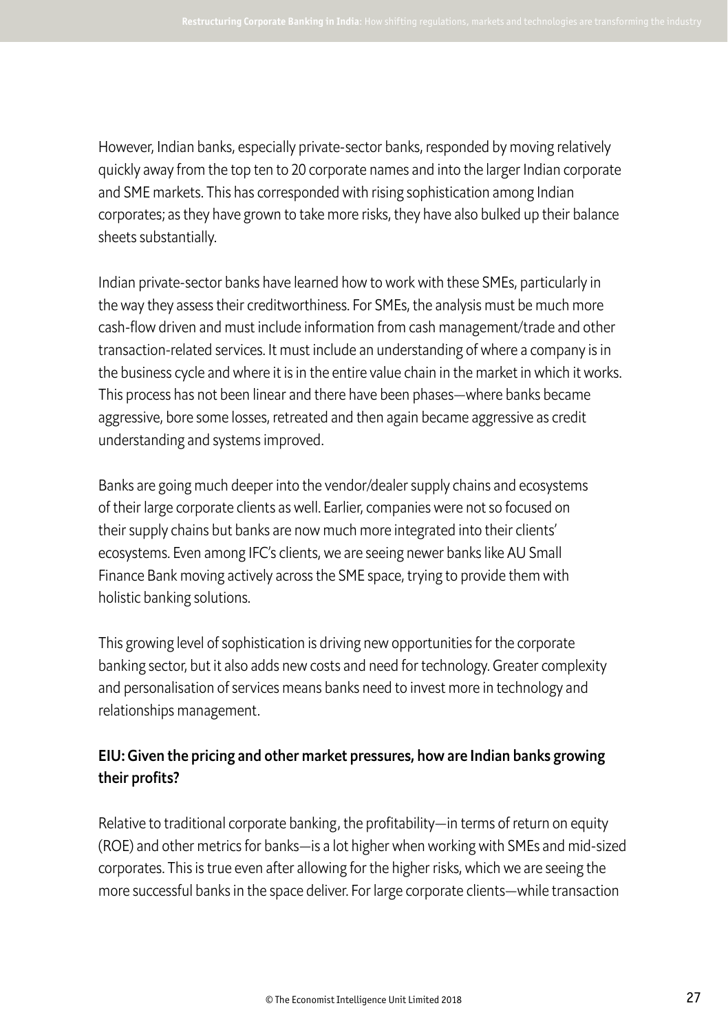However, Indian banks, especially private-sector banks, responded by moving relatively quickly away from the top ten to 20 corporate names and into the larger Indian corporate and SME markets. This has corresponded with rising sophistication among Indian corporates; as they have grown to take more risks, they have also bulked up their balance sheets substantially.

Indian private-sector banks have learned how to work with these SMEs, particularly in the way they assess their creditworthiness. For SMEs, the analysis must be much more cash-flow driven and must include information from cash management/trade and other transaction-related services. It must include an understanding of where a company is in the business cycle and where it is in the entire value chain in the market in which it works. This process has not been linear and there have been phases—where banks became aggressive, bore some losses, retreated and then again became aggressive as credit understanding and systems improved.

Banks are going much deeper into the vendor/dealer supply chains and ecosystems of their large corporate clients as well. Earlier, companies were not so focused on their supply chains but banks are now much more integrated into their clients' ecosystems. Even among IFC's clients, we are seeing newer banks like AU Small Finance Bank moving actively across the SME space, trying to provide them with holistic banking solutions.

This growing level of sophistication is driving new opportunities for the corporate banking sector, but it also adds new costs and need for technology. Greater complexity and personalisation of services means banks need to invest more in technology and relationships management.

**EIU: Given the pricing and other market pressures, how are Indian banks growing their profits?**

Relative to traditional corporate banking, the profitability—in terms of return on equity (ROE) and other metrics for banks—is a lot higher when working with SMEs and mid-sized corporates. This is true even after allowing for the higher risks, which we are seeing the more successful banks in the space deliver. For large corporate clients—while transaction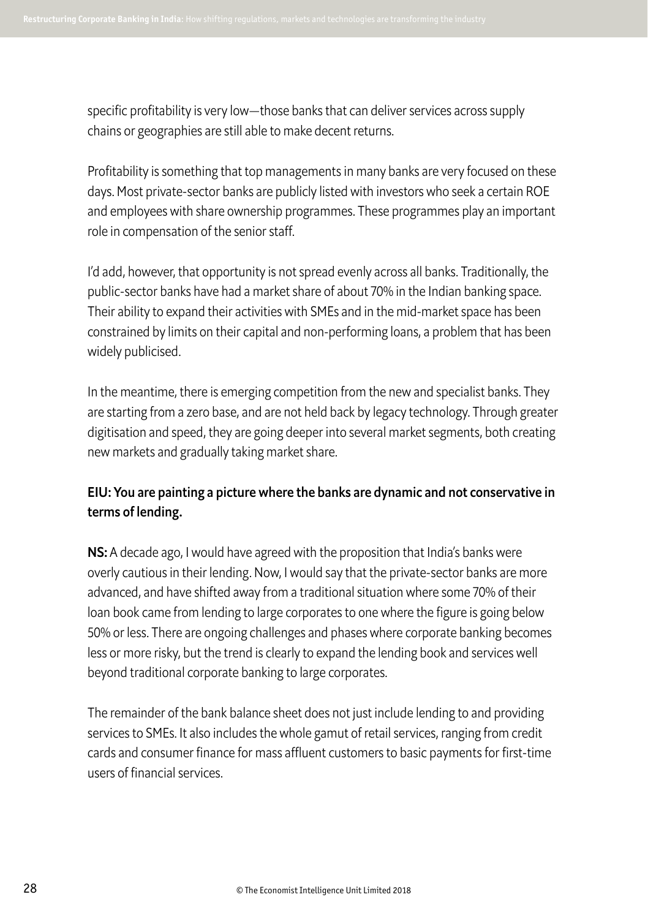specific profitability is very low—those banks that can deliver services across supply chains or geographies are still able to make decent returns.

Profitability is something that top managements in many banks are very focused on these days. Most private-sector banks are publicly listed with investors who seek a certain ROE and employees with share ownership programmes. These programmes play an important role in compensation of the senior staff.

I'd add, however, that opportunity is not spread evenly across all banks. Traditionally, the public-sector banks have had a market share of about 70% in the Indian banking space. Their ability to expand their activities with SMEs and in the mid-market space has been constrained by limits on their capital and non-performing loans, a problem that has been widely publicised.

In the meantime, there is emerging competition from the new and specialist banks. They are starting from a zero base, and are not held back by legacy technology. Through greater digitisation and speed, they are going deeper into several market segments, both creating new markets and gradually taking market share.

**EIU: You are painting a picture where the banks are dynamic and not conservative in terms of lending.**

**NS:** A decade ago, I would have agreed with the proposition that India's banks were overly cautious in their lending. Now, I would say that the private-sector banks are more advanced, and have shifted away from a traditional situation where some 70% of their loan book came from lending to large corporates to one where the figure is going below 50% or less. There are ongoing challenges and phases where corporate banking becomes less or more risky, but the trend is clearly to expand the lending book and services well beyond traditional corporate banking to large corporates.

The remainder of the bank balance sheet does not just include lending to and providing services to SMEs. It also includes the whole gamut of retail services, ranging from credit cards and consumer finance for mass affluent customers to basic payments for first-time users of financial services.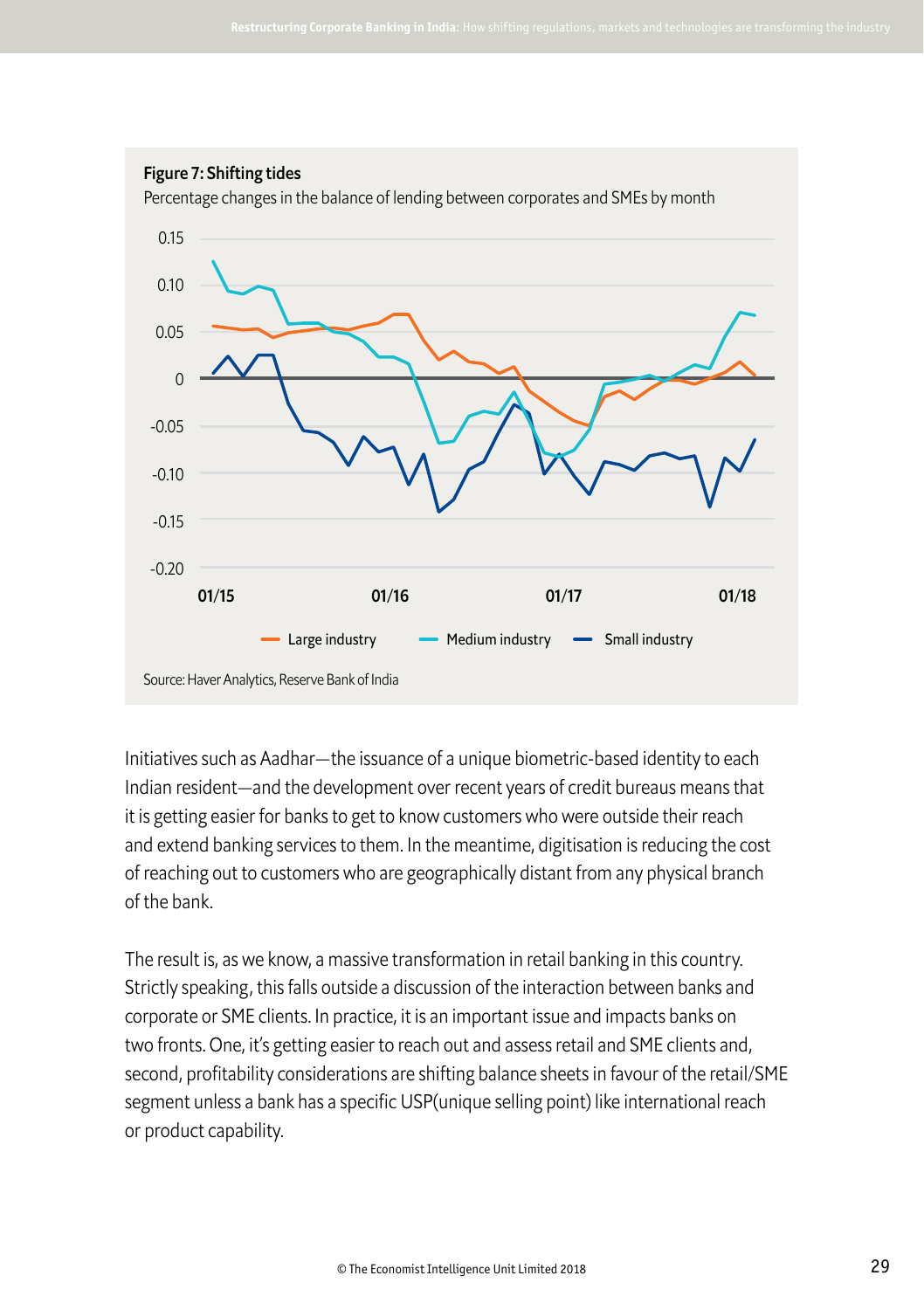**Figure 7: Shifting tides**

Percentage changes in the balance of lending between corporates and SMEs by month

Source: Haver Analytics, Reserve Bank of India

Initiatives such as Aadhar—the issuance of a unique biometric-based identity to each Indian resident—and the development over recent years of credit bureaus means that it is getting easier for banks to get to know customers who were outside their reach and extend banking services to them. In the meantime, digitisation is reducing the cost of reaching out to customers who are geographically distant from any physical branch of the bank.

The result is, as we know, a massive transformation in retail banking in this country. Strictly speaking, this falls outside a discussion of the interaction between banks and corporate or SME clients. In practice, it is an important issue and impacts banks on two fronts. One, it's getting easier to reach out and assess retail and SME clients and, second, profitability considerations are shifting balance sheets in favour of the retail/SME segment unless a bank has a specific USP(unique selling point) like international reach or product capability.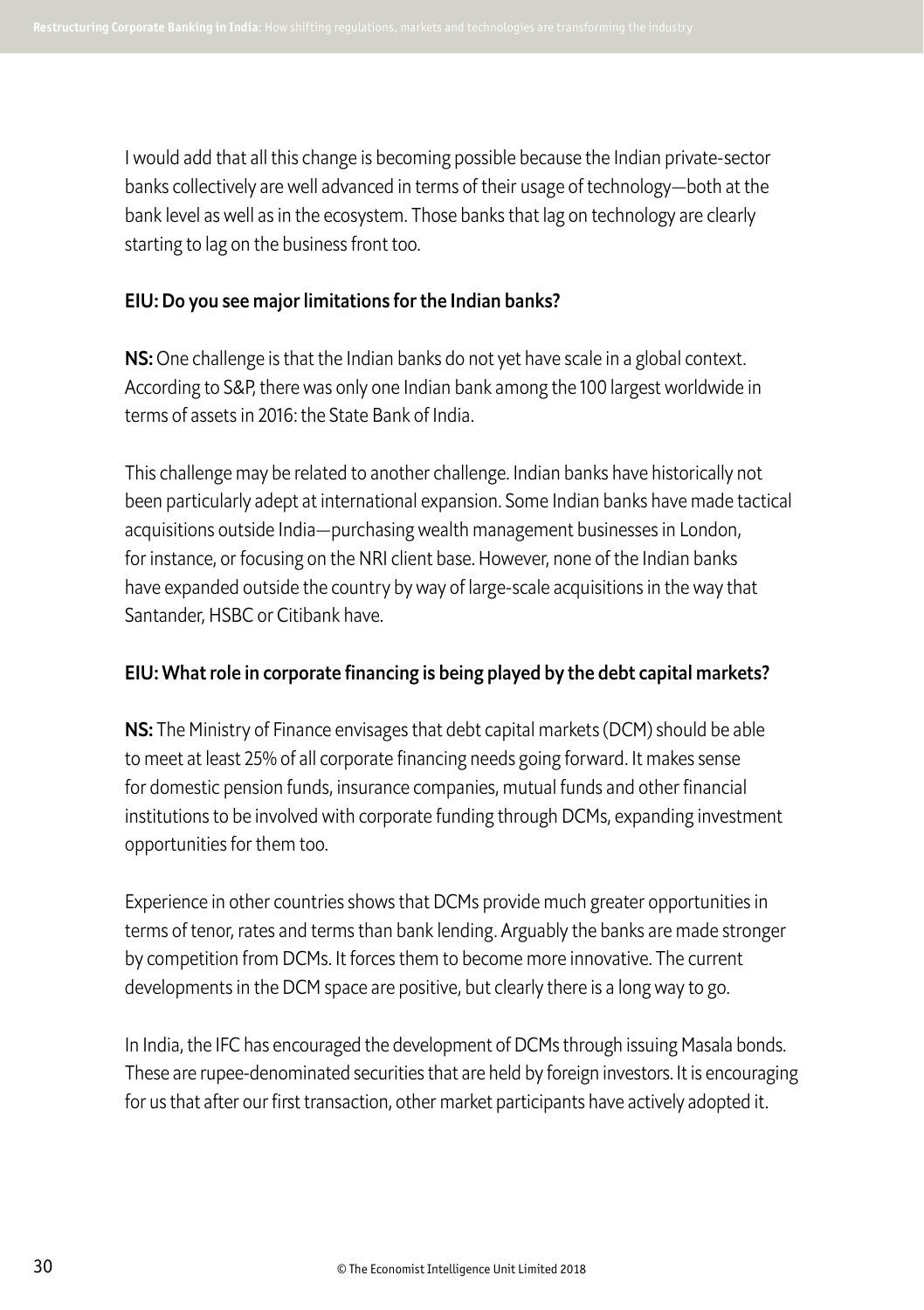I would add that all this change is becoming possible because the Indian private-sector banks collectively are well advanced in terms of their usage of technology—both at the bank level as well as in the ecosystem. Those banks that lag on technology are clearly starting to lag on the business front too.

**EIU: Do you see major limitations for the Indian banks?**

**NS:** One challenge is that the Indian banks do not yet have scale in a global context. According to S&P, there was only one Indian bank among the 100 largest worldwide in terms of assets in 2016: the State Bank of India.

This challenge may be related to another challenge. Indian banks have historically not been particularly adept at international expansion. Some Indian banks have made tactical acquisitions outside India—purchasing wealth management businesses in London, for instance, or focusing on the NRI client base. However, none of the Indian banks have expanded outside the country by way of large-scale acquisitions in the way that Santander, HSBC or Citibank have.

**EIU: What role in corporate financing is being played by the debt capital markets?**

**NS:** The Ministry of Finance envisages that debt capital markets (DCM) should be able to meet at least 25% of all corporate financing needs going forward. It makes sense for domestic pension funds, insurance companies, mutual funds and other financial institutions to be involved with corporate funding through DCMs, expanding investment opportunities for them too.

Experience in other countries shows that DCMs provide much greater opportunities in terms of tenor, rates and terms than bank lending. Arguably the banks are made stronger by competition from DCMs. It forces them to become more innovative. The current developments in the DCM space are positive, but clearly there is a long way to go.

In India, the IFC has encouraged the development of DCMs through issuing Masala bonds. These are rupee-denominated securities that are held by foreign investors. It is encouraging for us that after our first transaction, other market participants have actively adopted it.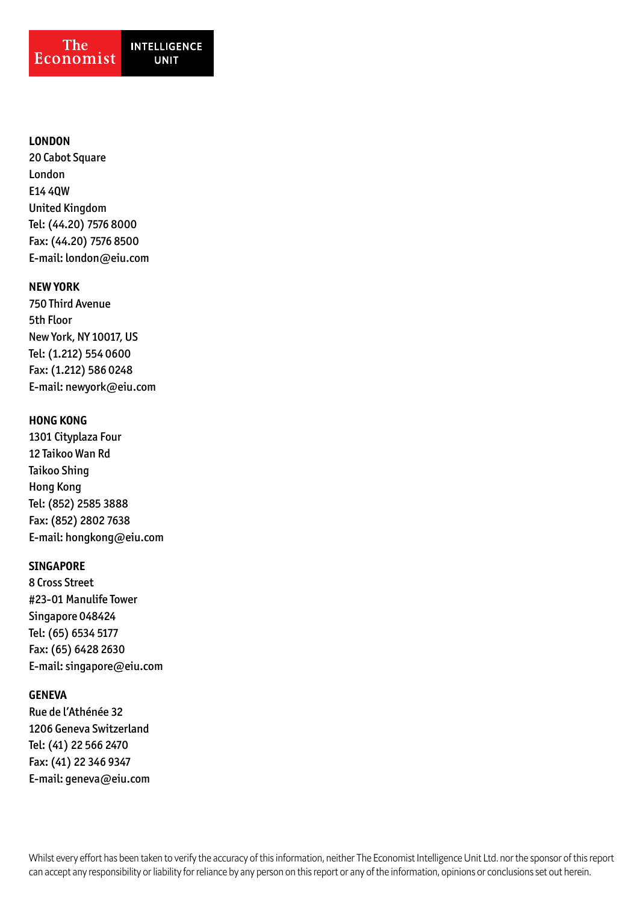The Economist INTELLIGENCE UNIT

**LONDON**
20 Cabot Square
London
E14 4QW
United Kingdom
Tel: (44.20) 7576 8000
Fax: (44.20) 7576 8500
E-mail: london@eiu.com

**NEW YORK**
750 Third Avenue
5th Floor
New York, NY 10017, US
Tel: (1.212) 554 0600
Fax: (1.212) 586 0248
E-mail: newyork@eiu.com

**HONG KONG**
1301 Cityplaza Four
12 Taikoo Wan Rd
Taikoo Shing
Hong Kong
Tel: (852) 2585 3888
Fax: (852) 2802 7638
E-mail: hongkong@eiu.com

**SINGAPORE**
8 Cross Street
#23-01 Manulife Tower
Singapore 048424
Tel: (65) 6534 5177
Fax: (65) 6428 2630
E-mail: singapore@eiu.com

**GENEVA**
Rue de l'Athénée 32
1206 Geneva Switzerland
Tel: (41) 22 566 2470
Fax: (41) 22 346 9347
E-mail: geneva@eiu.com

Whilst every effort has been taken to verify the accuracy of this information, neither The Economist Intelligence Unit Ltd. nor the sponsor of this report can accept any responsibility or liability for reliance by any person on this report or any of the information, opinions or conclusions set out herein.